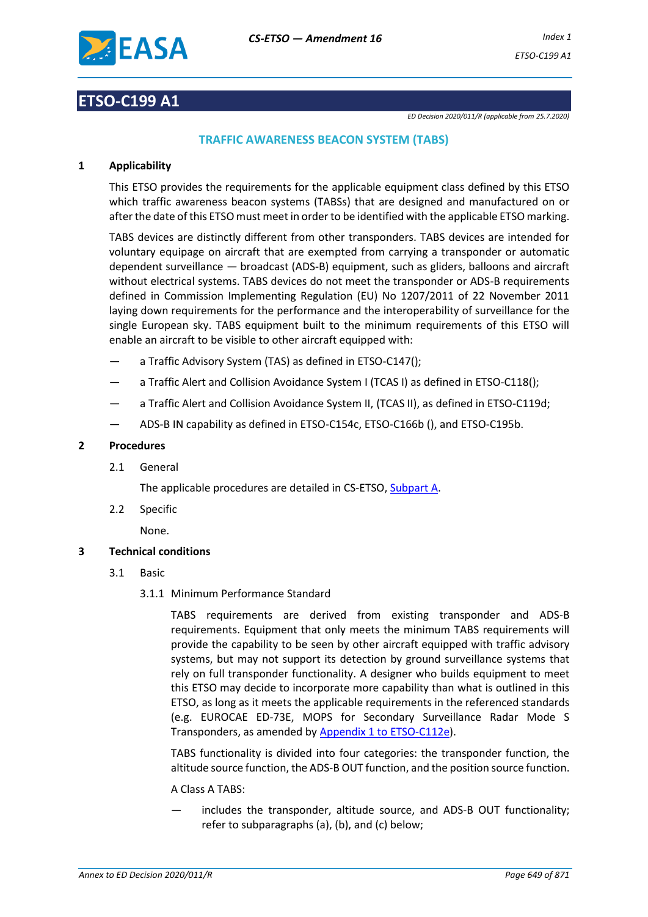# ETSO-C199 A1

*ED Decision 2020/011/R (applicable from 25.7.2020)*

## TRAFFIC AWARENESS BEACON SYSTEM (TABS)

### 1 Applicability

This ETSO provides the requirements for the applicable equipment class defined by this ETSO which traffic awareness beacon systems (TABSs) that are designed and manufactured on or after the date of this ETSO must meet in order to be identified with the applicable ETSO marking.

TABS devices are distinctly different from other transponders. TABS devices are intended for voluntary equipage on aircraft that are exempted from carrying a transponder or automatic dependent surveillance — broadcast (ADS-B) equipment, such as gliders, balloons and aircraft without electrical systems. TABS devices do not meet the transponder or ADS-B requirements defined in Commission Implementing Regulation (EU) No 1207/2011 of 22 November 2011 laying down requirements for the performance and the interoperability of surveillance for the single European sky. TABS equipment built to the minimum requirements of this ETSO will enable an aircraft to be visible to other aircraft equipped with:

— a Traffic Advisory System (TAS) as defined in ETSO-C147();

— a Traffic Alert and Collision Avoidance System I (TCAS I) as defined in ETSO-C118();

— a Traffic Alert and Collision Avoidance System II, (TCAS II), as defined in ETSO-C119d;

— ADS-B IN capability as defined in ETSO-C154c, ETSO-C166b (), and ETSO-C195b.

### 2 Procedures

2.1 General

The applicable procedures are detailed in CS-ETSO, Subpart A.

2.2 Specific

None.

### 3 Technical conditions

3.1 Basic

3.1.1 Minimum Performance Standard

TABS requirements are derived from existing transponder and ADS-B requirements. Equipment that only meets the minimum TABS requirements will provide the capability to be seen by other aircraft equipped with traffic advisory systems, but may not support its detection by ground surveillance systems that rely on full transponder functionality. A designer who builds equipment to meet this ETSO may decide to incorporate more capability than what is outlined in this ETSO, as long as it meets the applicable requirements in the referenced standards (e.g. EUROCAE ED-73E, MOPS for Secondary Surveillance Radar Mode S Transponders, as amended by Appendix 1 to ETSO-C112e).

TABS functionality is divided into four categories: the transponder function, the altitude source function, the ADS-B OUT function, and the position source function.

A Class A TABS:

— includes the transponder, altitude source, and ADS-B OUT functionality; refer to subparagraphs (a), (b), and (c) below;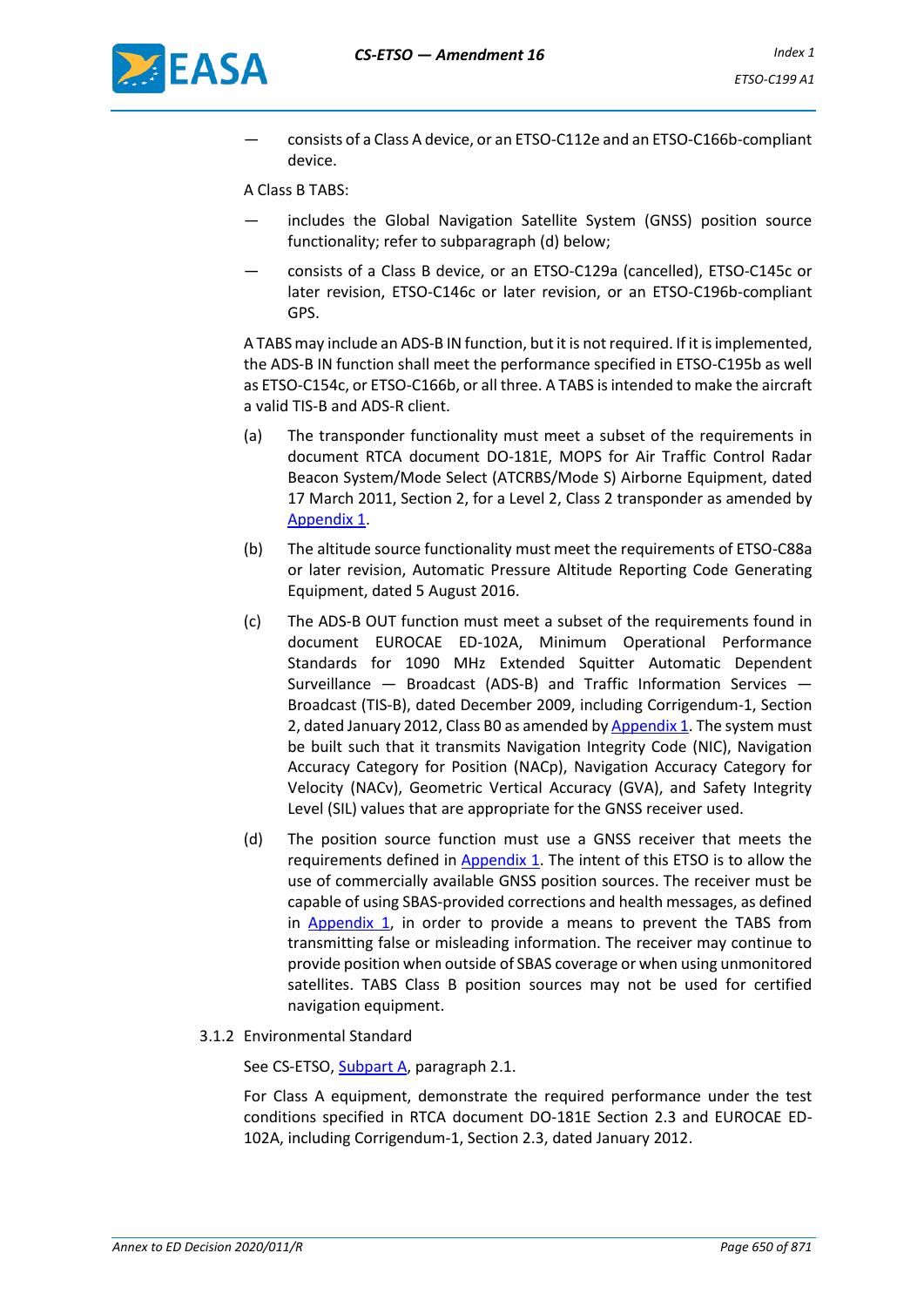— consists of a Class A device, or an ETSO-C112e and an ETSO-C166b-compliant device.

A Class B TABS:

— includes the Global Navigation Satellite System (GNSS) position source functionality; refer to subparagraph (d) below;

— consists of a Class B device, or an ETSO-C129a (cancelled), ETSO-C145c or later revision, ETSO-C146c or later revision, or an ETSO-C196b-compliant GPS.

A TABS may include an ADS-B IN function, but it is not required. If it is implemented, the ADS-B IN function shall meet the performance specified in ETSO-C195b as well as ETSO-C154c, or ETSO-C166b, or all three. A TABS is intended to make the aircraft a valid TIS-B and ADS-R client.

(a) The transponder functionality must meet a subset of the requirements in document RTCA document DO-181E, MOPS for Air Traffic Control Radar Beacon System/Mode Select (ATCRBS/Mode S) Airborne Equipment, dated 17 March 2011, Section 2, for a Level 2, Class 2 transponder as amended by Appendix 1.

(b) The altitude source functionality must meet the requirements of ETSO-C88a or later revision, Automatic Pressure Altitude Reporting Code Generating Equipment, dated 5 August 2016.

(c) The ADS-B OUT function must meet a subset of the requirements found in document EUROCAE ED-102A, Minimum Operational Performance Standards for 1090 MHz Extended Squitter Automatic Dependent Surveillance — Broadcast (ADS-B) and Traffic Information Services — Broadcast (TIS-B), dated December 2009, including Corrigendum-1, Section 2, dated January 2012, Class B0 as amended by Appendix 1. The system must be built such that it transmits Navigation Integrity Code (NIC), Navigation Accuracy Category for Position (NACp), Navigation Accuracy Category for Velocity (NACv), Geometric Vertical Accuracy (GVA), and Safety Integrity Level (SIL) values that are appropriate for the GNSS receiver used.

(d) The position source function must use a GNSS receiver that meets the requirements defined in Appendix 1. The intent of this ETSO is to allow the use of commercially available GNSS position sources. The receiver must be capable of using SBAS-provided corrections and health messages, as defined in Appendix 1, in order to provide a means to prevent the TABS from transmitting false or misleading information. The receiver may continue to provide position when outside of SBAS coverage or when using unmonitored satellites. TABS Class B position sources may not be used for certified navigation equipment.

3.1.2 Environmental Standard

See CS-ETSO, Subpart A, paragraph 2.1.

For Class A equipment, demonstrate the required performance under the test conditions specified in RTCA document DO-181E Section 2.3 and EUROCAE ED-102A, including Corrigendum-1, Section 2.3, dated January 2012.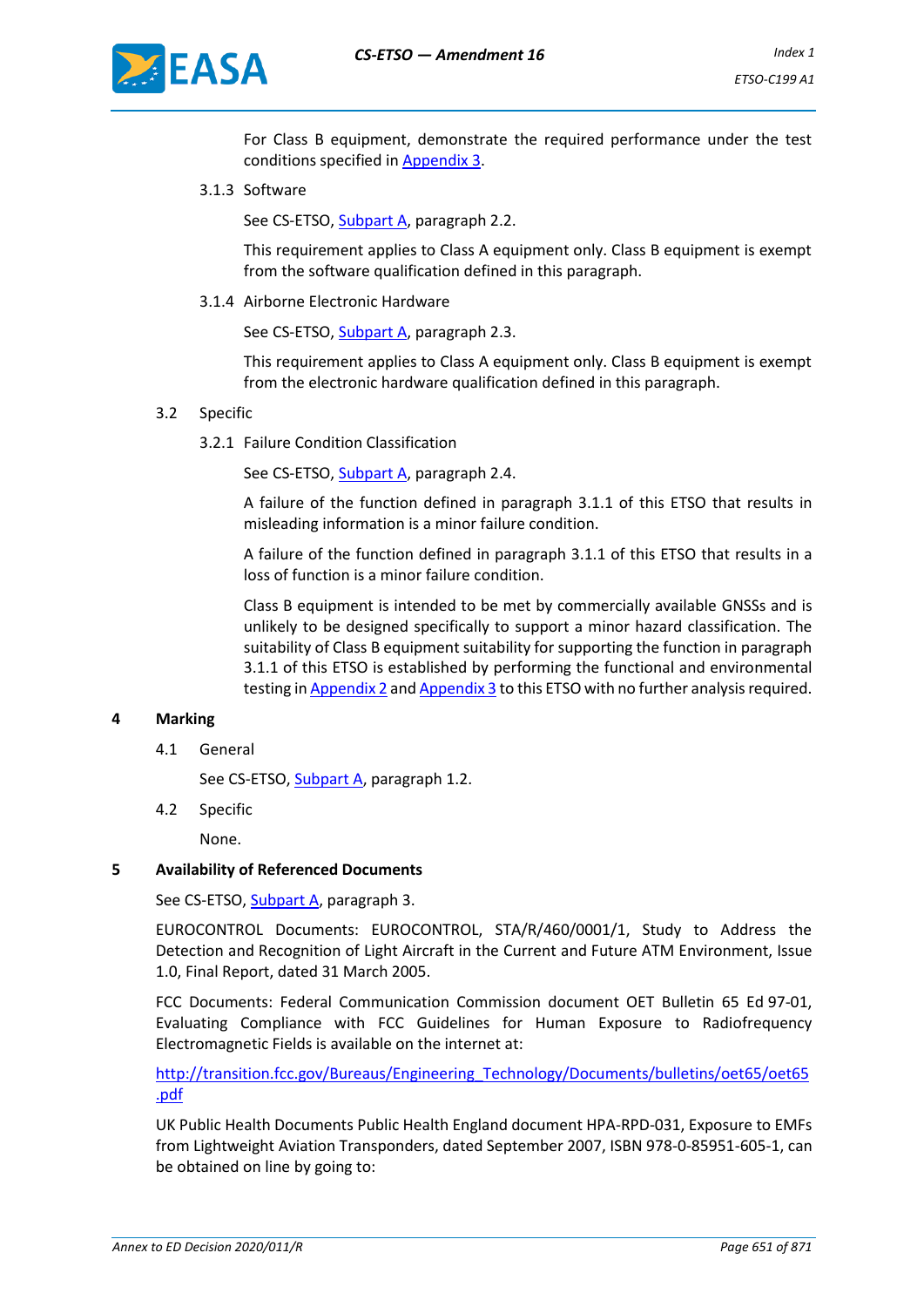For Class B equipment, demonstrate the required performance under the test conditions specified in Appendix 3.

3.1.3 Software

See CS-ETSO, Subpart A, paragraph 2.2.

This requirement applies to Class A equipment only. Class B equipment is exempt from the software qualification defined in this paragraph.

3.1.4 Airborne Electronic Hardware

See CS-ETSO, Subpart A, paragraph 2.3.

This requirement applies to Class A equipment only. Class B equipment is exempt from the electronic hardware qualification defined in this paragraph.

3.2 Specific

3.2.1 Failure Condition Classification

See CS-ETSO, Subpart A, paragraph 2.4.

A failure of the function defined in paragraph 3.1.1 of this ETSO that results in misleading information is a minor failure condition.

A failure of the function defined in paragraph 3.1.1 of this ETSO that results in a loss of function is a minor failure condition.

Class B equipment is intended to be met by commercially available GNSSs and is unlikely to be designed specifically to support a minor hazard classification. The suitability of Class B equipment suitability for supporting the function in paragraph 3.1.1 of this ETSO is established by performing the functional and environmental testing in Appendix 2 and Appendix 3 to this ETSO with no further analysis required.

## 4 Marking

4.1 General

See CS-ETSO, Subpart A, paragraph 1.2.

4.2 Specific

None.

## 5 Availability of Referenced Documents

See CS-ETSO, Subpart A, paragraph 3.

EUROCONTROL Documents: EUROCONTROL, STA/R/460/0001/1, Study to Address the Detection and Recognition of Light Aircraft in the Current and Future ATM Environment, Issue 1.0, Final Report, dated 31 March 2005.

FCC Documents: Federal Communication Commission document OET Bulletin 65 Ed 97-01, Evaluating Compliance with FCC Guidelines for Human Exposure to Radiofrequency Electromagnetic Fields is available on the internet at:

http://transition.fcc.gov/Bureaus/Engineering_Technology/Documents/bulletins/oet65/oet65.pdf

UK Public Health Documents Public Health England document HPA-RPD-031, Exposure to EMFs from Lightweight Aviation Transponders, dated September 2007, ISBN 978-0-85951-605-1, can be obtained on line by going to: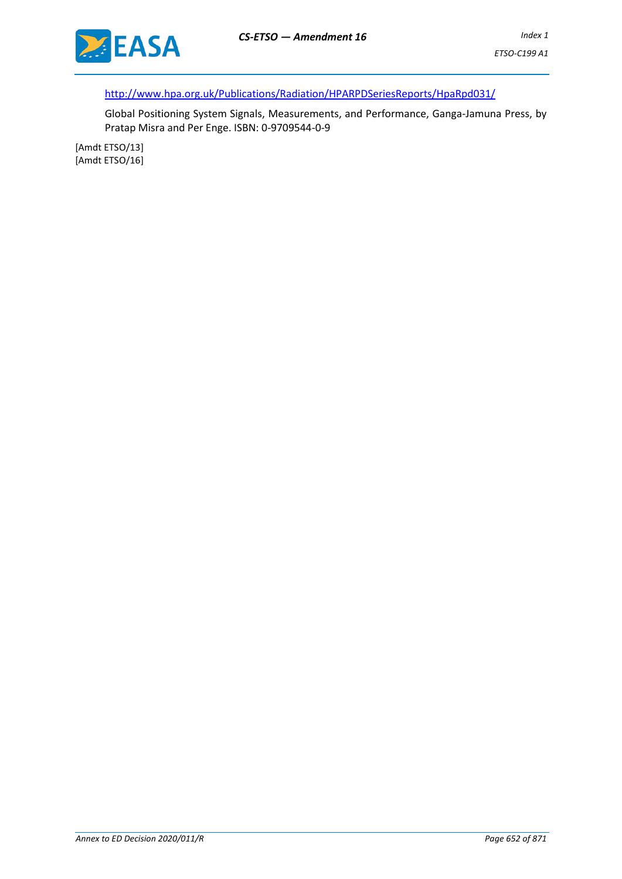http://www.hpa.org.uk/Publications/Radiation/HPARPDSeriesReports/HpaRpd031/

Global Positioning System Signals, Measurements, and Performance, Ganga-Jamuna Press, by Pratap Misra and Per Enge. ISBN: 0-9709544-0-9

[Amdt ETSO/13]
[Amdt ETSO/16]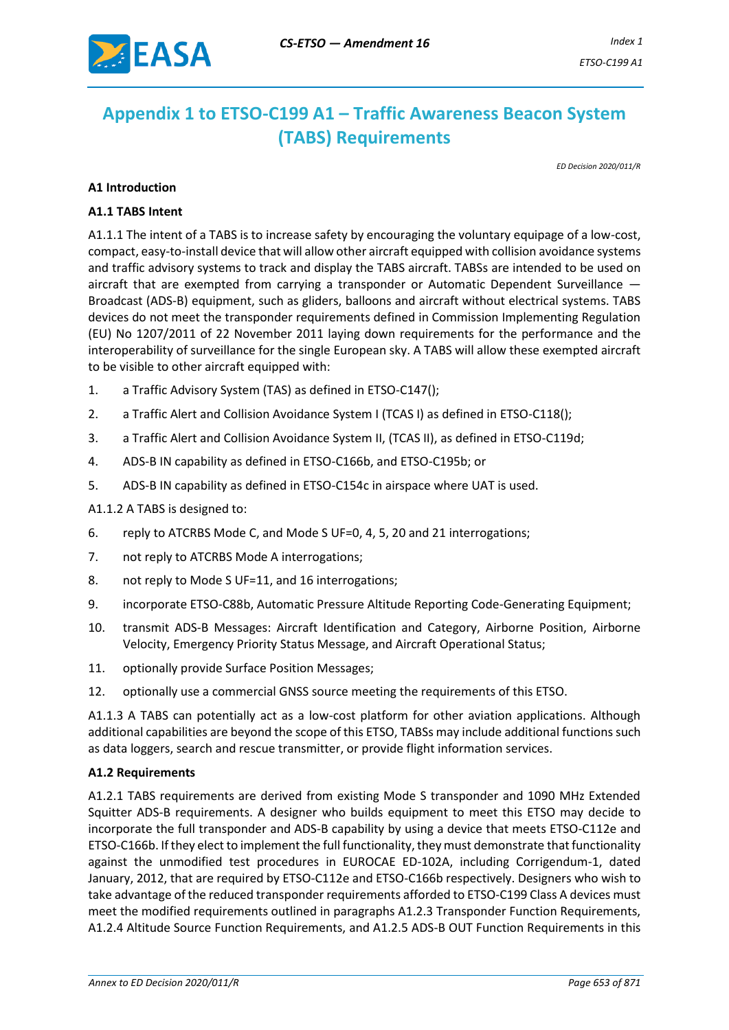# Appendix 1 to ETSO-C199 A1 – Traffic Awareness Beacon System (TABS) Requirements

*ED Decision 2020/011/R*

**A1 Introduction**

**A1.1 TABS Intent**

A1.1.1 The intent of a TABS is to increase safety by encouraging the voluntary equipage of a low-cost, compact, easy-to-install device that will allow other aircraft equipped with collision avoidance systems and traffic advisory systems to track and display the TABS aircraft. TABSs are intended to be used on aircraft that are exempted from carrying a transponder or Automatic Dependent Surveillance — Broadcast (ADS-B) equipment, such as gliders, balloons and aircraft without electrical systems. TABS devices do not meet the transponder requirements defined in Commission Implementing Regulation (EU) No 1207/2011 of 22 November 2011 laying down requirements for the performance and the interoperability of surveillance for the single European sky. A TABS will allow these exempted aircraft to be visible to other aircraft equipped with:

1. a Traffic Advisory System (TAS) as defined in ETSO-C147();
2. a Traffic Alert and Collision Avoidance System I (TCAS I) as defined in ETSO-C118();
3. a Traffic Alert and Collision Avoidance System II, (TCAS II), as defined in ETSO-C119d;
4. ADS-B IN capability as defined in ETSO-C166b, and ETSO-C195b; or
5. ADS-B IN capability as defined in ETSO-C154c in airspace where UAT is used.

A1.1.2 A TABS is designed to:

6. reply to ATCRBS Mode C, and Mode S UF=0, 4, 5, 20 and 21 interrogations;
7. not reply to ATCRBS Mode A interrogations;
8. not reply to Mode S UF=11, and 16 interrogations;
9. incorporate ETSO-C88b, Automatic Pressure Altitude Reporting Code-Generating Equipment;
10. transmit ADS-B Messages: Aircraft Identification and Category, Airborne Position, Airborne Velocity, Emergency Priority Status Message, and Aircraft Operational Status;
11. optionally provide Surface Position Messages;
12. optionally use a commercial GNSS source meeting the requirements of this ETSO.

A1.1.3 A TABS can potentially act as a low-cost platform for other aviation applications. Although additional capabilities are beyond the scope of this ETSO, TABSs may include additional functions such as data loggers, search and rescue transmitter, or provide flight information services.

**A1.2 Requirements**

A1.2.1 TABS requirements are derived from existing Mode S transponder and 1090 MHz Extended Squitter ADS-B requirements. A designer who builds equipment to meet this ETSO may decide to incorporate the full transponder and ADS-B capability by using a device that meets ETSO-C112e and ETSO-C166b. If they elect to implement the full functionality, they must demonstrate that functionality against the unmodified test procedures in EUROCAE ED-102A, including Corrigendum-1, dated January, 2012, that are required by ETSO-C112e and ETSO-C166b respectively. Designers who wish to take advantage of the reduced transponder requirements afforded to ETSO-C199 Class A devices must meet the modified requirements outlined in paragraphs A1.2.3 Transponder Function Requirements, A1.2.4 Altitude Source Function Requirements, and A1.2.5 ADS-B OUT Function Requirements in this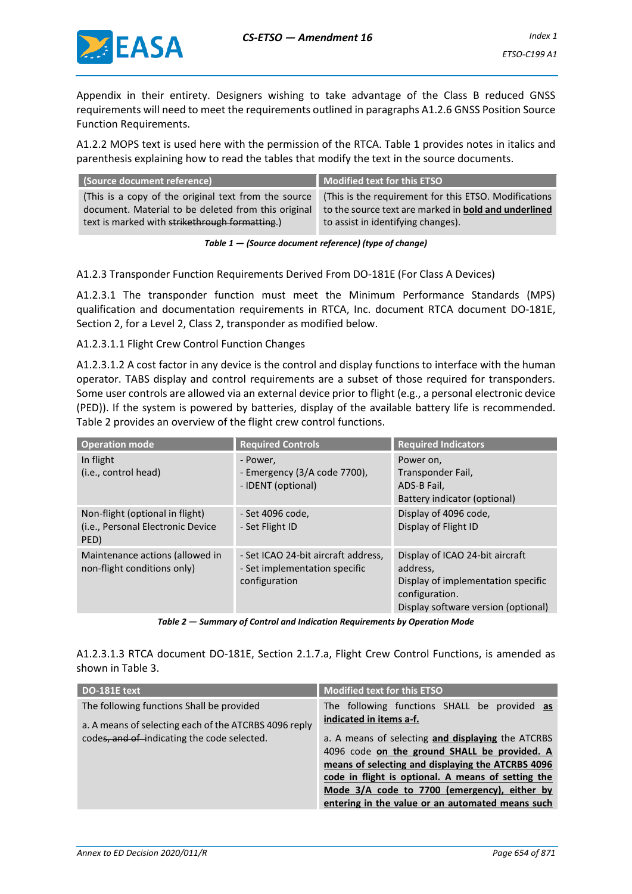Appendix in their entirety. Designers wishing to take advantage of the Class B reduced GNSS requirements will need to meet the requirements outlined in paragraphs A1.2.6 GNSS Position Source Function Requirements.

A1.2.2 MOPS text is used here with the permission of the RTCA. Table 1 provides notes in italics and parenthesis explaining how to read the tables that modify the text in the source documents.

| (Source document reference) | Modified text for this ETSO |
|---|---|
| (This is a copy of the original text from the source document. Material to be deleted from this original text is marked with ~~strikethrough formatting~~.) | (This is the requirement for this ETSO. Modifications to the source text are marked in **<u>bold and underlined</u>** to assist in identifying changes). |

***Table 1 — (Source document reference) (type of change)***

A1.2.3 Transponder Function Requirements Derived From DO-181E (For Class A Devices)

A1.2.3.1 The transponder function must meet the Minimum Performance Standards (MPS) qualification and documentation requirements in RTCA, Inc. document RTCA document DO-181E, Section 2, for a Level 2, Class 2, transponder as modified below.

A1.2.3.1.1 Flight Crew Control Function Changes

A1.2.3.1.2 A cost factor in any device is the control and display functions to interface with the human operator. TABS display and control requirements are a subset of those required for transponders. Some user controls are allowed via an external device prior to flight (e.g., a personal electronic device (PED)). If the system is powered by batteries, display of the available battery life is recommended. Table 2 provides an overview of the flight crew control functions.

| Operation mode | Required Controls | Required Indicators |
|---|---|---|
| In flight<br>(i.e., control head) | - Power,<br>- Emergency (3/A code 7700),<br>- IDENT (optional) | Power on,<br>Transponder Fail,<br>ADS-B Fail,<br>Battery indicator (optional) |
| Non-flight (optional in flight)<br>(i.e., Personal Electronic Device PED) | - Set 4096 code,<br>- Set Flight ID | Display of 4096 code,<br>Display of Flight ID |
| Maintenance actions (allowed in non-flight conditions only) | - Set ICAO 24-bit aircraft address,<br>- Set implementation specific configuration | Display of ICAO 24-bit aircraft address,<br>Display of implementation specific configuration.<br>Display software version (optional) |

***Table 2 — Summary of Control and Indication Requirements by Operation Mode***

A1.2.3.1.3 RTCA document DO-181E, Section 2.1.7.a, Flight Crew Control Functions, is amended as shown in Table 3.

| DO-181E text | Modified text for this ETSO |
|---|---|
| The following functions Shall be provided<br><br>a. A means of selecting each of the ATCRBS 4096 reply code~~s, and of~~ indicating the code selected. | The following functions SHALL be provided **<u>as indicated in items a-f.</u>**<br><br>a. A means of selecting **<u>and displaying</u>** the ATCRBS 4096 code **<u>on the ground SHALL be provided. A means of selecting and displaying the ATCRBS 4096 code in flight is optional. A means of setting the Mode 3/A code to 7700 (emergency), either by entering in the value or an automated means such</u>** |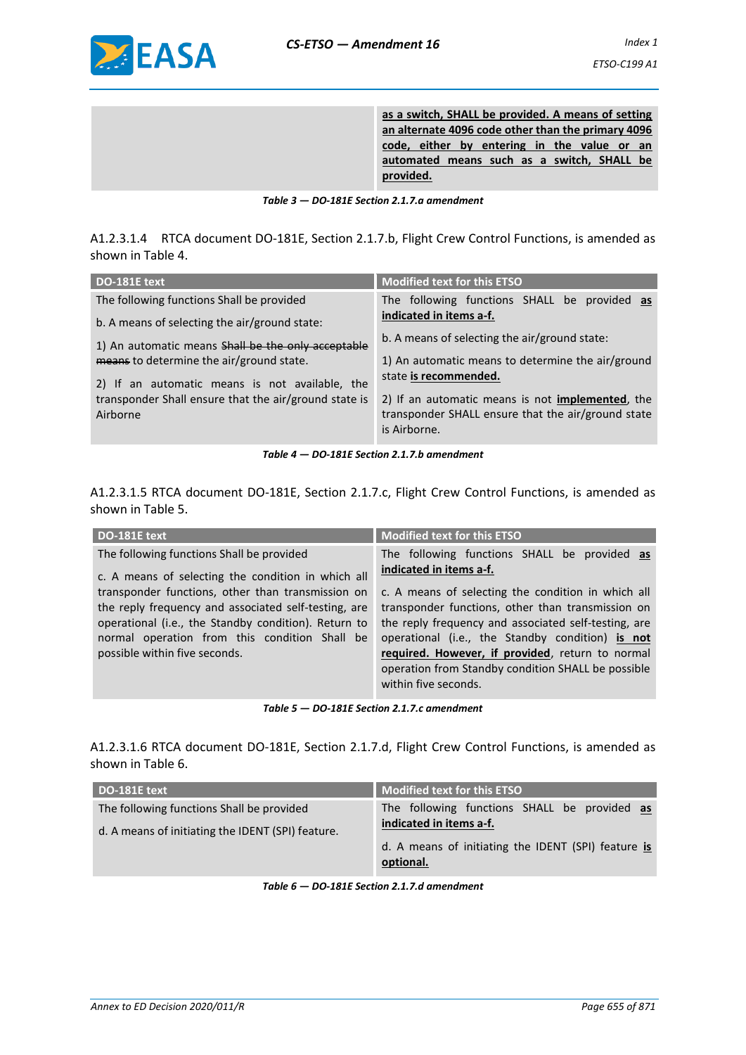| | |
|---|---|
| | **as a switch, SHALL be provided. A means of setting an alternate 4096 code other than the primary 4096 code, either by entering in the value or an automated means such as a switch, SHALL be provided.** |

*Table 3 — DO-181E Section 2.1.7.a amendment*

A1.2.3.1.4 RTCA document DO-181E, Section 2.1.7.b, Flight Crew Control Functions, is amended as shown in Table 4.

| DO-181E text | Modified text for this ETSO |
|---|---|
| The following functions Shall be provided<br><br>b. A means of selecting the air/ground state:<br><br>1) An automatic means ~~Shall be the only acceptable means~~ to determine the air/ground state.<br><br>2) If an automatic means is not available, the transponder Shall ensure that the air/ground state is Airborne | The following functions SHALL be provided **as indicated in items a-f.**<br><br>b. A means of selecting the air/ground state:<br><br>1) An automatic means to determine the air/ground state **is recommended.**<br><br>2) If an automatic means is not **implemented**, the transponder SHALL ensure that the air/ground state is Airborne. |

*Table 4 — DO-181E Section 2.1.7.b amendment*

A1.2.3.1.5 RTCA document DO-181E, Section 2.1.7.c, Flight Crew Control Functions, is amended as shown in Table 5.

| DO-181E text | Modified text for this ETSO |
|---|---|
| The following functions Shall be provided<br><br>c. A means of selecting the condition in which all transponder functions, other than transmission on the reply frequency and associated self-testing, are operational (i.e., the Standby condition). Return to normal operation from this condition Shall be possible within five seconds. | The following functions SHALL be provided **as indicated in items a-f.**<br><br>c. A means of selecting the condition in which all transponder functions, other than transmission on the reply frequency and associated self-testing, are operational (i.e., the Standby condition) **is not required. However, if provided**, return to normal operation from Standby condition SHALL be possible within five seconds. |

*Table 5 — DO-181E Section 2.1.7.c amendment*

A1.2.3.1.6 RTCA document DO-181E, Section 2.1.7.d, Flight Crew Control Functions, is amended as shown in Table 6.

| DO-181E text | Modified text for this ETSO |
|---|---|
| The following functions Shall be provided<br><br>d. A means of initiating the IDENT (SPI) feature. | The following functions SHALL be provided **as indicated in items a-f.**<br><br>d. A means of initiating the IDENT (SPI) feature **is optional.** |

*Table 6 — DO-181E Section 2.1.7.d amendment*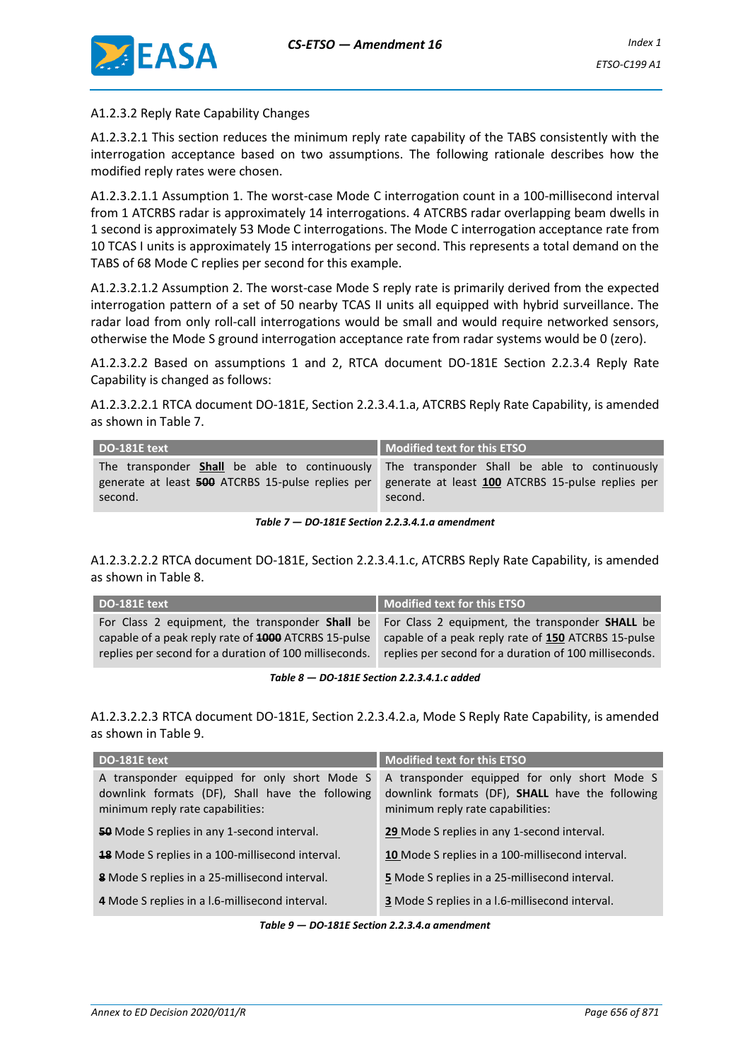A1.2.3.2 Reply Rate Capability Changes

A1.2.3.2.1 This section reduces the minimum reply rate capability of the TABS consistently with the interrogation acceptance based on two assumptions. The following rationale describes how the modified reply rates were chosen.

A1.2.3.2.1.1 Assumption 1. The worst-case Mode C interrogation count in a 100-millisecond interval from 1 ATCRBS radar is approximately 14 interrogations. 4 ATCRBS radar overlapping beam dwells in 1 second is approximately 53 Mode C interrogations. The Mode C interrogation acceptance rate from 10 TCAS I units is approximately 15 interrogations per second. This represents a total demand on the TABS of 68 Mode C replies per second for this example.

A1.2.3.2.1.2 Assumption 2. The worst-case Mode S reply rate is primarily derived from the expected interrogation pattern of a set of 50 nearby TCAS II units all equipped with hybrid surveillance. The radar load from only roll-call interrogations would be small and would require networked sensors, otherwise the Mode S ground interrogation acceptance rate from radar systems would be 0 (zero).

A1.2.3.2.2 Based on assumptions 1 and 2, RTCA document DO-181E Section 2.2.3.4 Reply Rate Capability is changed as follows:

A1.2.3.2.2.1 RTCA document DO-181E, Section 2.2.3.4.1.a, ATCRBS Reply Rate Capability, is amended as shown in Table 7.

| DO-181E text | Modified text for this ETSO |
|---|---|
| The transponder **<u>Shall</u>** be able to continuously generate at least **~~500~~** ATCRBS 15-pulse replies per second. | The transponder Shall be able to continuously generate at least **<u>100</u>** ATCRBS 15-pulse replies per second. |

*Table 7 — DO-181E Section 2.2.3.4.1.a amendment*

A1.2.3.2.2.2 RTCA document DO-181E, Section 2.2.3.4.1.c, ATCRBS Reply Rate Capability, is amended as shown in Table 8.

| DO-181E text | Modified text for this ETSO |
|---|---|
| For Class 2 equipment, the transponder **Shall** be capable of a peak reply rate of **~~1000~~** ATCRBS 15-pulse replies per second for a duration of 100 milliseconds. | For Class 2 equipment, the transponder **SHALL** be capable of a peak reply rate of **<u>150</u>** ATCRBS 15-pulse replies per second for a duration of 100 milliseconds. |

*Table 8 — DO-181E Section 2.2.3.4.1.c added*

A1.2.3.2.2.3 RTCA document DO-181E, Section 2.2.3.4.2.a, Mode S Reply Rate Capability, is amended as shown in Table 9.

| DO-181E text | Modified text for this ETSO |
|---|---|
| A transponder equipped for only short Mode S downlink formats (DF), Shall have the following minimum reply rate capabilities: | A transponder equipped for only short Mode S downlink formats (DF), **SHALL** have the following minimum reply rate capabilities: |
| **~~50~~** Mode S replies in any 1-second interval. | **<u>29</u>** Mode S replies in any 1-second interval. |
| **~~18~~** Mode S replies in a 100-millisecond interval. | **<u>10</u>** Mode S replies in a 100-millisecond interval. |
| **~~8~~** Mode S replies in a 25-millisecond interval. | **<u>5</u>** Mode S replies in a 25-millisecond interval. |
| **4** Mode S replies in a l.6-millisecond interval. | **<u>3</u>** Mode S replies in a l.6-millisecond interval. |

*Table 9 — DO-181E Section 2.2.3.4.a amendment*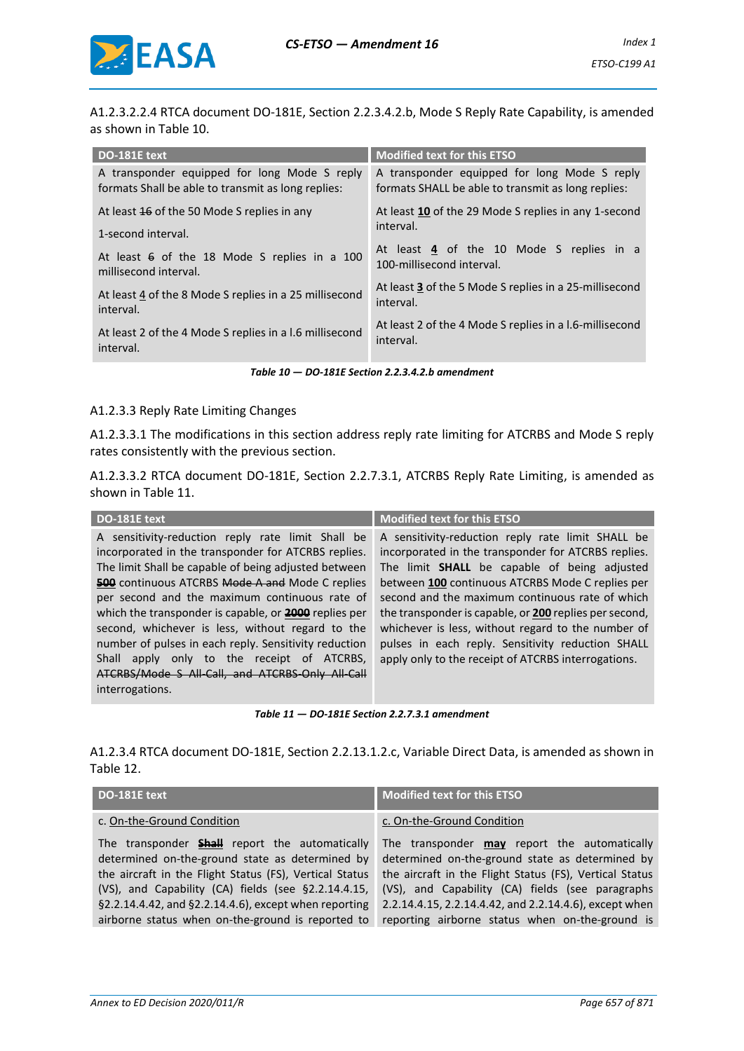A1.2.3.2.2.4 RTCA document DO-181E, Section 2.2.3.4.2.b, Mode S Reply Rate Capability, is amended as shown in Table 10.

| DO-181E text | Modified text for this ETSO |
|---|---|
| A transponder equipped for long Mode S reply formats Shall be able to transmit as long replies: | A transponder equipped for long Mode S reply formats SHALL be able to transmit as long replies: |
| At least ~~16~~ of the 50 Mode S replies in any 1-second interval. | At least **10** of the 29 Mode S replies in any 1-second interval. |
| At least ~~6~~ of the 18 Mode S replies in a 100 millisecond interval. | At least **4** of the 10 Mode S replies in a 100-millisecond interval. |
| At least 4 of the 8 Mode S replies in a 25 millisecond interval. | At least **3** of the 5 Mode S replies in a 25-millisecond interval. |
| At least 2 of the 4 Mode S replies in a l.6 millisecond interval. | At least 2 of the 4 Mode S replies in a l.6-millisecond interval. |

*Table 10 — DO-181E Section 2.2.3.4.2.b amendment*

A1.2.3.3 Reply Rate Limiting Changes

A1.2.3.3.1 The modifications in this section address reply rate limiting for ATCRBS and Mode S reply rates consistently with the previous section.

A1.2.3.3.2 RTCA document DO-181E, Section 2.2.7.3.1, ATCRBS Reply Rate Limiting, is amended as shown in Table 11.

| DO-181E text | Modified text for this ETSO |
|---|---|
| A sensitivity-reduction reply rate limit Shall be incorporated in the transponder for ATCRBS replies. The limit Shall be capable of being adjusted between ~~**500**~~ continuous ATCRBS ~~Mode A and~~ Mode C replies per second and the maximum continuous rate of which the transponder is capable, or ~~**2000**~~ replies per second, whichever is less, without regard to the number of pulses in each reply. Sensitivity reduction Shall apply only to the receipt of ATCRBS, ~~ATCRBS/Mode S All-Call, and ATCRBS-Only All-Call~~ interrogations. | A sensitivity-reduction reply rate limit SHALL be incorporated in the transponder for ATCRBS replies. The limit **SHALL** be capable of being adjusted between **100** continuous ATCRBS Mode C replies per second and the maximum continuous rate of which the transponder is capable, or **200** replies per second, whichever is less, without regard to the number of pulses in each reply. Sensitivity reduction SHALL apply only to the receipt of ATCRBS interrogations. |

*Table 11 — DO-181E Section 2.2.7.3.1 amendment*

A1.2.3.4 RTCA document DO-181E, Section 2.2.13.1.2.c, Variable Direct Data, is amended as shown in Table 12.

| DO-181E text | Modified text for this ETSO |
|---|---|
| c. On-the-Ground Condition | c. On-the-Ground Condition |
| The transponder ~~**Shall**~~ report the automatically determined on-the-ground state as determined by the aircraft in the Flight Status (FS), Vertical Status (VS), and Capability (CA) fields (see §2.2.14.4.15, §2.2.14.4.42, and §2.2.14.4.6), except when reporting airborne status when on-the-ground is reported to | The transponder **may** report the automatically determined on-the-ground state as determined by the aircraft in the Flight Status (FS), Vertical Status (VS), and Capability (CA) fields (see paragraphs 2.2.14.4.15, 2.2.14.4.42, and 2.2.14.4.6), except when reporting airborne status when on-the-ground is |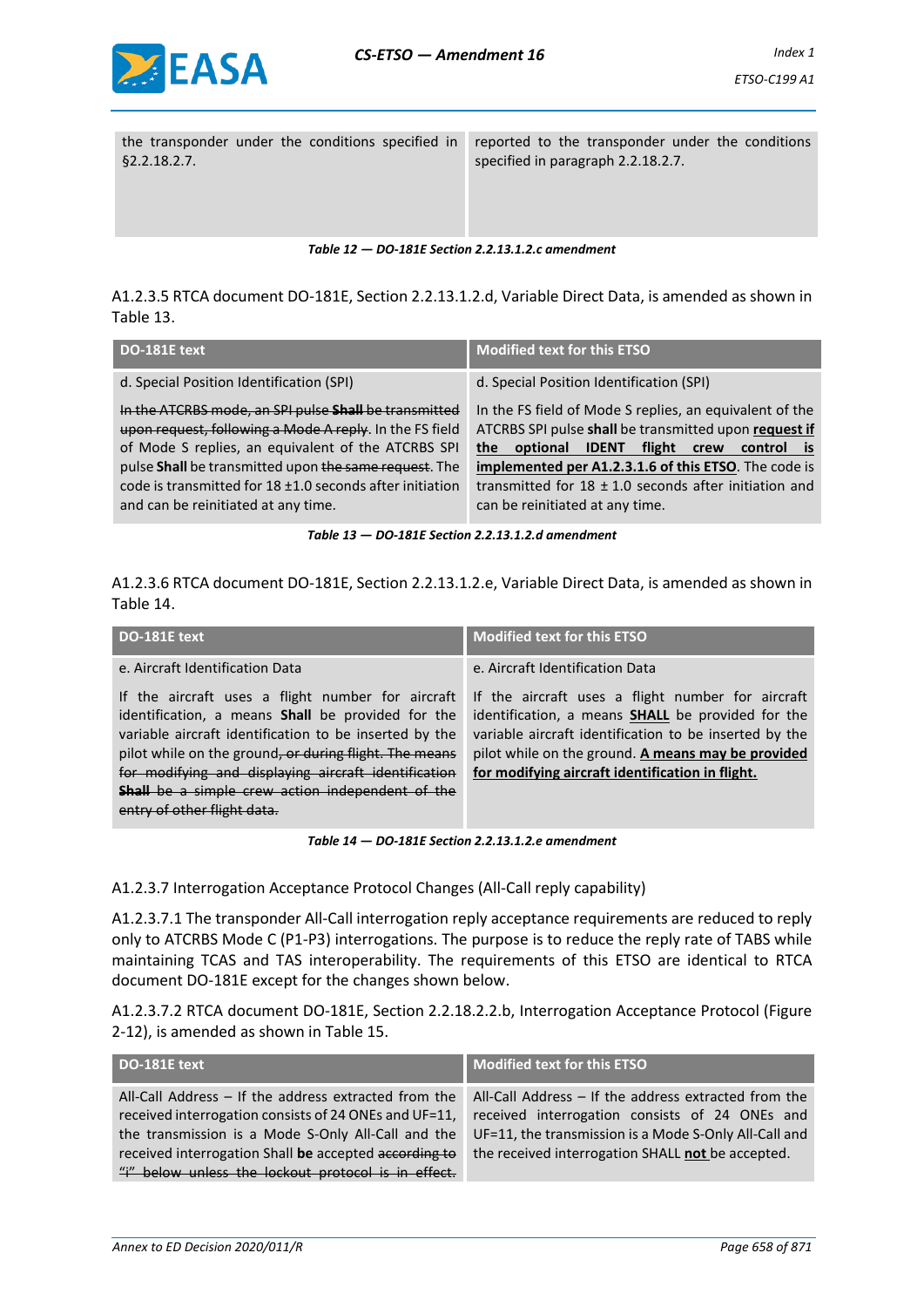| | |
|---|---|
| the transponder under the conditions specified in §2.2.18.2.7. | reported to the transponder under the conditions specified in paragraph 2.2.18.2.7. |

*Table 12 — DO-181E Section 2.2.13.1.2.c amendment*

A1.2.3.5 RTCA document DO-181E, Section 2.2.13.1.2.d, Variable Direct Data, is amended as shown in Table 13.

| DO-181E text | Modified text for this ETSO |
|---|---|
| d. Special Position Identification (SPI) | d. Special Position Identification (SPI) |
| ~~In the ATCRBS mode, an SPI pulse **Shall** be transmitted upon request, following a Mode A reply~~. In the FS field of Mode S replies, an equivalent of the ATCRBS SPI pulse **Shall** be transmitted upon ~~the same request~~. The code is transmitted for 18 ±1.0 seconds after initiation and can be reinitiated at any time. | In the FS field of Mode S replies, an equivalent of the ATCRBS SPI pulse **shall** be transmitted upon **request if the optional IDENT flight crew control is implemented per A1.2.3.1.6 of this ETSO**. The code is transmitted for 18 ± 1.0 seconds after initiation and can be reinitiated at any time. |

*Table 13 — DO-181E Section 2.2.13.1.2.d amendment*

A1.2.3.6 RTCA document DO-181E, Section 2.2.13.1.2.e, Variable Direct Data, is amended as shown in Table 14.

| DO-181E text | Modified text for this ETSO |
|---|---|
| e. Aircraft Identification Data | e. Aircraft Identification Data |
| If the aircraft uses a flight number for aircraft identification, a means **Shall** be provided for the variable identification to be inserted by the pilot while on the ground~~, or during flight. The means for modifying and displaying aircraft identification **Shall** be a simple crew action independent of the entry of other flight data.~~ | If the aircraft uses a flight number for aircraft identification, a means **SHALL** be provided for the variable aircraft identification to be inserted by the pilot while on the ground. **A means may be provided for modifying aircraft identification in flight.** |

*Table 14 — DO-181E Section 2.2.13.1.2.e amendment*

A1.2.3.7 Interrogation Acceptance Protocol Changes (All-Call reply capability)

A1.2.3.7.1 The transponder All-Call interrogation reply acceptance requirements are reduced to reply only to ATCRBS Mode C (P1-P3) interrogations. The purpose is to reduce the reply rate of TABS while maintaining TCAS and TAS interoperability. The requirements of this ETSO are identical to RTCA document DO-181E except for the changes shown below.

A1.2.3.7.2 RTCA document DO-181E, Section 2.2.18.2.2.b, Interrogation Acceptance Protocol (Figure 2-12), is amended as shown in Table 15.

| DO-181E text | Modified text for this ETSO |
|---|---|
| All-Call Address – If the address extracted from the received interrogation consists of 24 ONEs and UF=11, the transmission is a Mode S-Only All-Call and the received interrogation Shall **be** accepted ~~according to "i" below unless the lockout protocol is in effect.~~ | All-Call Address – If the address extracted from the received interrogation consists of 24 ONEs and UF=11, the transmission is a Mode S-Only All-Call and the received interrogation SHALL **not** be accepted. |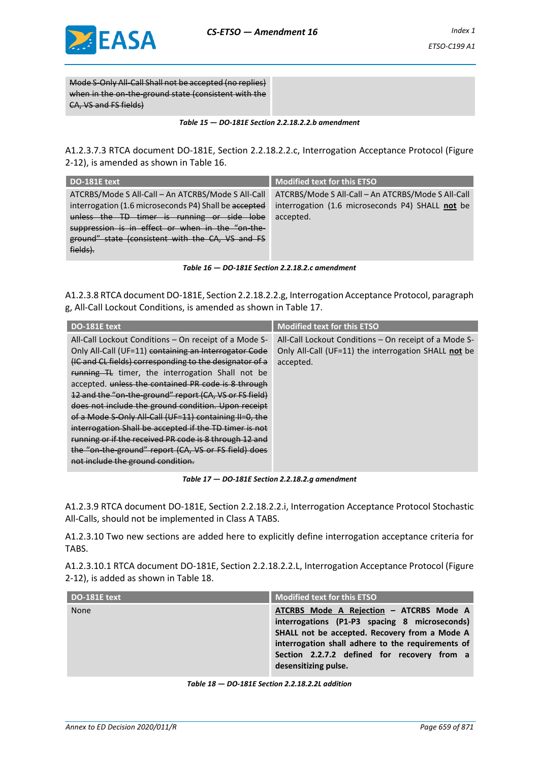| | |
|---|---|
| ~~Mode S-Only All-Call Shall not be accepted (no replies) when in the on-the-ground state (consistent with the CA, VS and FS fields)~~ | |

*Table 15 — DO-181E Section 2.2.18.2.2.b amendment*

A1.2.3.7.3 RTCA document DO-181E, Section 2.2.18.2.2.c, Interrogation Acceptance Protocol (Figure 2-12), is amended as shown in Table 16.

| DO-181E text | Modified text for this ETSO |
|---|---|
| ATCRBS/Mode S All-Call – An ATCRBS/Mode S All-Call interrogation (1.6 microseconds P4) Shall be ~~accepted unless the TD timer is running or side lobe suppression is in effect or when in the "on-the-ground" state (consistent with the CA, VS and FS fields).~~ | ATCRBS/Mode S All-Call – An ATCRBS/Mode S All-Call interrogation (1.6 microseconds P4) SHALL **not** be accepted. |

*Table 16 — DO-181E Section 2.2.18.2.c amendment*

A1.2.3.8 RTCA document DO-181E, Section 2.2.18.2.2.g, Interrogation Acceptance Protocol, paragraph g, All-Call Lockout Conditions, is amended as shown in Table 17.

| DO-181E text | Modified text for this ETSO |
|---|---|
| All-Call Lockout Conditions – On receipt of a Mode S-Only All-Call (UF=11) ~~containing an Interrogator Code (IC and CL fields) corresponding to the designator of a running TL~~ timer, the interrogation Shall not be accepted. ~~unless the contained PR code is 8 through 12 and the "on-the-ground" report (CA, VS or FS field) does not include the ground condition. Upon receipt of a Mode S-Only All-Call (UF=11) containing II=0, the interrogation Shall be accepted if the TD timer is not running or if the received PR code is 8 through 12 and the "on-the-ground" report (CA, VS or FS field) does not include the ground condition.~~ | All-Call Lockout Conditions – On receipt of a Mode S-Only All-Call (UF=11) the interrogation SHALL **not** be accepted. |

*Table 17 — DO-181E Section 2.2.18.2.g amendment*

A1.2.3.9 RTCA document DO-181E, Section 2.2.18.2.2.i, Interrogation Acceptance Protocol Stochastic All-Calls, should not be implemented in Class A TABS.

A1.2.3.10 Two new sections are added here to explicitly define interrogation acceptance criteria for TABS.

A1.2.3.10.1 RTCA document DO-181E, Section 2.2.18.2.2.L, Interrogation Acceptance Protocol (Figure 2-12), is added as shown in Table 18.

| DO-181E text | Modified text for this ETSO |
|---|---|
| None | **ATCRBS Mode A Rejection – ATCRBS Mode A interrogations (P1-P3 spacing 8 microseconds) SHALL not be accepted. Recovery from a Mode A interrogation shall adhere to the requirements of Section 2.2.7.2 defined for recovery from a desensitizing pulse.** |

*Table 18 — DO-181E Section 2.2.18.2.2L addition*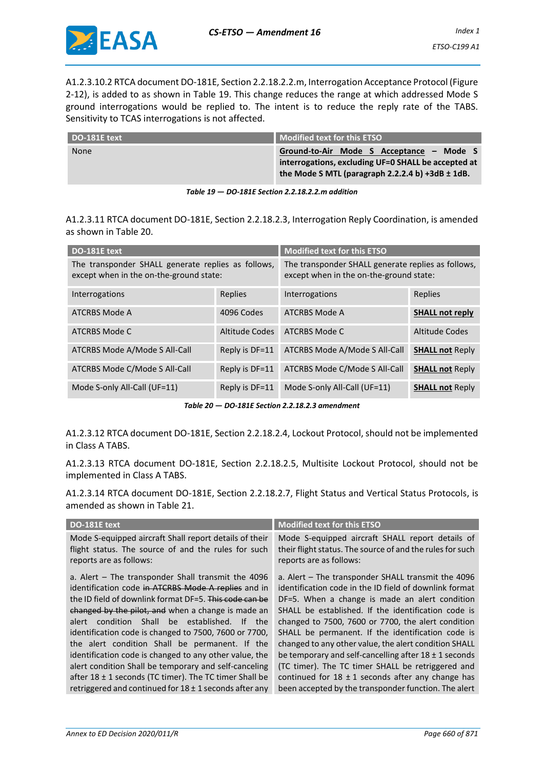A1.2.3.10.2 RTCA document DO-181E, Section 2.2.18.2.2.m, Interrogation Acceptance Protocol (Figure 2-12), is added to as shown in Table 19. This change reduces the range at which addressed Mode S ground interrogations would be replied to. The intent is to reduce the reply rate of the TABS. Sensitivity to TCAS interrogations is not affected.

| DO-181E text | Modified text for this ETSO |
|---|---|
| None | **<u>Ground-to-Air Mode S Acceptance</u> – Mode S interrogations, excluding UF=0 SHALL be accepted at the Mode S MTL (paragraph 2.2.2.4 b) +3dB ± 1dB.** |

*Table 19 — DO-181E Section 2.2.18.2.2.m addition*

A1.2.3.11 RTCA document DO-181E, Section 2.2.18.2.3, Interrogation Reply Coordination, is amended as shown in Table 20.

| DO-181E text | | Modified text for this ETSO | |
|---|---|---|---|
| The transponder SHALL generate replies as follows, except when in the on-the-ground state: | | The transponder SHALL generate replies as follows, except when in the on-the-ground state: | |
| Interrogations | Replies | Interrogations | Replies |
| ATCRBS Mode A | 4096 Codes | ATCRBS Mode A | **<u>SHALL not reply</u>** |
| ATCRBS Mode C | Altitude Codes | ATCRBS Mode C | Altitude Codes |
| ATCRBS Mode A/Mode S All-Call | Reply is DF=11 | ATCRBS Mode A/Mode S All-Call | **<u>SHALL not</u>** Reply |
| ATCRBS Mode C/Mode S All-Call | Reply is DF=11 | ATCRBS Mode C/Mode S All-Call | **<u>SHALL not</u>** Reply |
| Mode S-only All-Call (UF=11) | Reply is DF=11 | Mode S-only All-Call (UF=11) | **<u>SHALL not</u>** Reply |

*Table 20 — DO-181E Section 2.2.18.2.3 amendment*

A1.2.3.12 RTCA document DO-181E, Section 2.2.18.2.4, Lockout Protocol, should not be implemented in Class A TABS.

A1.2.3.13 RTCA document DO-181E, Section 2.2.18.2.5, Multisite Lockout Protocol, should not be implemented in Class A TABS.

A1.2.3.14 RTCA document DO-181E, Section 2.2.18.2.7, Flight Status and Vertical Status Protocols, is amended as shown in Table 21.

| DO-181E text | Modified text for this ETSO |
|---|---|
| Mode S-equipped aircraft Shall report details of their flight status. The source of and the rules for such reports are as follows: | Mode S-equipped aircraft SHALL report details of their flight status. The source of and the rules for such reports are as follows: |
| a. Alert – The transponder Shall transmit the 4096 identification code ~~in ATCRBS Mode A replies~~ and in the ID field of downlink format DF=5. ~~This code can be changed by the pilot, and~~ when a change is made an alert condition Shall be established. If the identification code is changed to 7500, 7600 or 7700, the alert condition Shall be permanent. If the identification code is changed to any other value, the alert condition Shall be temporary and self-canceling after 18 ± 1 seconds (TC timer). The TC timer Shall be retriggered and continued for 18 ± 1 seconds after any | a. Alert – The transponder SHALL transmit the 4096 identification code in the ID field of downlink format DF=5. When a change is made an alert condition SHALL be established. If the identification code is changed to 7500, 7600 or 7700, the alert condition SHALL be permanent. If the identification code is changed to any other value, the alert condition SHALL be temporary and self-cancelling after 18 ± 1 seconds (TC timer). The TC timer SHALL be retriggered and continued for 18 ± 1 seconds after any change has been accepted by the transponder function. The alert |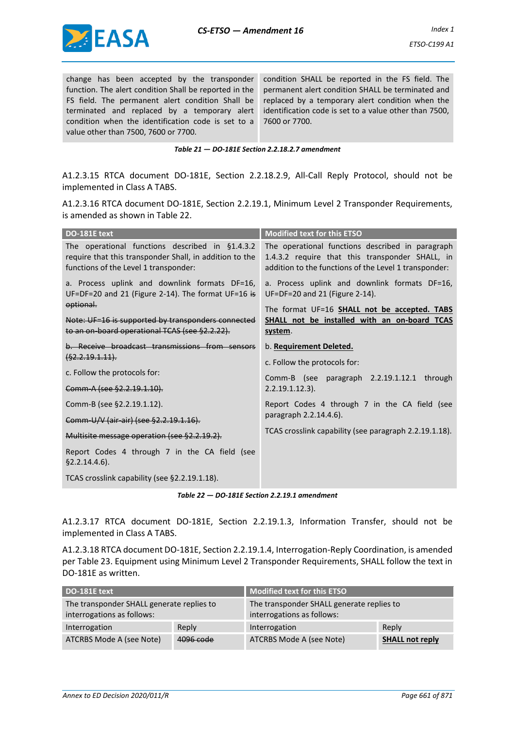| | |
|---|---|
| change has been accepted by the transponder function. The alert condition Shall be reported in the FS field. The permanent alert condition Shall be terminated and replaced by a temporary alert condition when the identification code is set to a value other than 7500, 7600 or 7700. | condition SHALL be reported in the FS field. The permanent alert condition SHALL be terminated and replaced by a temporary alert condition when the identification code is set to a value other than 7500, 7600 or 7700. |

*Table 21 — DO-181E Section 2.2.18.2.7 amendment*

A1.2.3.15 RTCA document DO-181E, Section 2.2.18.2.9, All-Call Reply Protocol, should not be implemented in Class A TABS.

A1.2.3.16 RTCA document DO-181E, Section 2.2.19.1, Minimum Level 2 Transponder Requirements, is amended as shown in Table 22.

| DO-181E text | Modified text for this ETSO |
|---|---|
| The operational functions described in §1.4.3.2 require that this transponder Shall, in addition to the functions of the Level 1 transponder:<br><br>a. Process uplink and downlink formats DF=16, UF=DF=20 and 21 (Figure 2-14). The format UF=16 ~~is optional.~~<br><br>~~Note: UF=16 is supported by transponders connected to an on-board operational TCAS (see §2.2.22).~~<br><br>~~b. Receive broadcast transmissions from sensors (§2.2.19.1.11).~~<br><br>c. Follow the protocols for:<br><br>~~Comm-A (see §2.2.19.1.10).~~<br><br>Comm-B (see §2.2.19.1.12).<br><br>~~Comm-U/V (air-air) (see §2.2.19.1.16).~~<br><br>~~Multisite message operation (see §2.2.19.2).~~<br><br>Report Codes 4 through 7 in the CA field (see §2.2.14.4.6).<br><br>TCAS crosslink capability (see §2.2.19.1.18). | The operational functions described in paragraph 1.4.3.2 require that this transponder SHALL, in addition to the functions of the Level 1 transponder:<br><br>a. Process uplink and downlink formats DF=16, UF=DF=20 and 21 (Figure 2-14).<br><br>The format UF=16 **SHALL not be accepted. TABS SHALL not be installed with an on-board TCAS system**.<br><br>b. **Requirement Deleted.**<br><br>c. Follow the protocols for:<br><br>Comm-B (see paragraph 2.2.19.1.12.1 through 2.2.19.1.12.3).<br><br>Report Codes 4 through 7 in the CA field (see paragraph 2.2.14.4.6).<br><br>TCAS crosslink capability (see paragraph 2.2.19.1.18). |

*Table 22 — DO-181E Section 2.2.19.1 amendment*

A1.2.3.17 RTCA document DO-181E, Section 2.2.19.1.3, Information Transfer, should not be implemented in Class A TABS.

A1.2.3.18 RTCA document DO-181E, Section 2.2.19.1.4, Interrogation-Reply Coordination, is amended per Table 23. Equipment using Minimum Level 2 Transponder Requirements, SHALL follow the text in DO-181E as written.

| DO-181E text | | Modified text for this ETSO | |
|---|---|---|---|
| The transponder SHALL generate replies to interrogations as follows: | | The transponder SHALL generate replies to interrogations as follows: | |
| Interrogation | Reply | Interrogation | Reply |
| ATCRBS Mode A (see Note) | ~~4096 code~~ | ATCRBS Mode A (see Note) | **SHALL not reply** |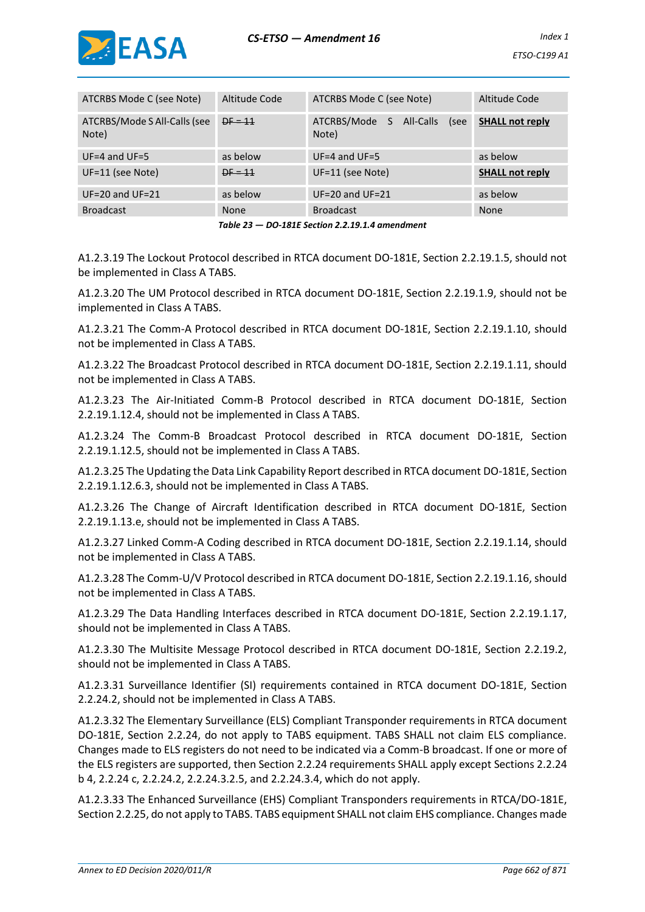| ATCRBS Mode C (see Note) | Altitude Code | ATCRBS Mode C (see Note) | Altitude Code |
|---|---|---|---|
| ATCRBS/Mode S All-Calls (see Note) | ~~DF = 11~~ | ATCRBS/Mode S All-Calls (see Note) | **SHALL not reply** |
| UF=4 and UF=5 | as below | UF=4 and UF=5 | as below |
| UF=11 (see Note) | ~~DF = 11~~ | UF=11 (see Note) | **SHALL not reply** |
| UF=20 and UF=21 | as below | UF=20 and UF=21 | as below |
| Broadcast | None | Broadcast | None |

*Table 23 — DO-181E Section 2.2.19.1.4 amendment*

A1.2.3.19 The Lockout Protocol described in RTCA document DO-181E, Section 2.2.19.1.5, should not be implemented in Class A TABS.

A1.2.3.20 The UM Protocol described in RTCA document DO-181E, Section 2.2.19.1.9, should not be implemented in Class A TABS.

A1.2.3.21 The Comm-A Protocol described in RTCA document DO-181E, Section 2.2.19.1.10, should not be implemented in Class A TABS.

A1.2.3.22 The Broadcast Protocol described in RTCA document DO-181E, Section 2.2.19.1.11, should not be implemented in Class A TABS.

A1.2.3.23 The Air-Initiated Comm-B Protocol described in RTCA document DO-181E, Section 2.2.19.1.12.4, should not be implemented in Class A TABS.

A1.2.3.24 The Comm-B Broadcast Protocol described in RTCA document DO-181E, Section 2.2.19.1.12.5, should not be implemented in Class A TABS.

A1.2.3.25 The Updating the Data Link Capability Report described in RTCA document DO-181E, Section 2.2.19.1.12.6.3, should not be implemented in Class A TABS.

A1.2.3.26 The Change of Aircraft Identification described in RTCA document DO-181E, Section 2.2.19.1.13.e, should not be implemented in Class A TABS.

A1.2.3.27 Linked Comm-A Coding described in RTCA document DO-181E, Section 2.2.19.1.14, should not be implemented in Class A TABS.

A1.2.3.28 The Comm-U/V Protocol described in RTCA document DO-181E, Section 2.2.19.1.16, should not be implemented in Class A TABS.

A1.2.3.29 The Data Handling Interfaces described in RTCA document DO-181E, Section 2.2.19.1.17, should not be implemented in Class A TABS.

A1.2.3.30 The Multisite Message Protocol described in RTCA document DO-181E, Section 2.2.19.2, should not be implemented in Class A TABS.

A1.2.3.31 Surveillance Identifier (SI) requirements contained in RTCA document DO-181E, Section 2.2.24.2, should not be implemented in Class A TABS.

A1.2.3.32 The Elementary Surveillance (ELS) Compliant Transponder requirements in RTCA document DO-181E, Section 2.2.24, do not apply to TABS equipment. TABS SHALL not claim ELS compliance. Changes made to ELS registers do not need to be indicated via a Comm-B broadcast. If one or more of the ELS registers are supported, then Section 2.2.24 requirements SHALL apply except Sections 2.2.24 b 4, 2.2.24 c, 2.2.24.2, 2.2.24.3.2.5, and 2.2.24.3.4, which do not apply.

A1.2.3.33 The Enhanced Surveillance (EHS) Compliant Transponders requirements in RTCA/DO-181E, Section 2.2.25, do not apply to TABS. TABS equipment SHALL not claim EHS compliance. Changes made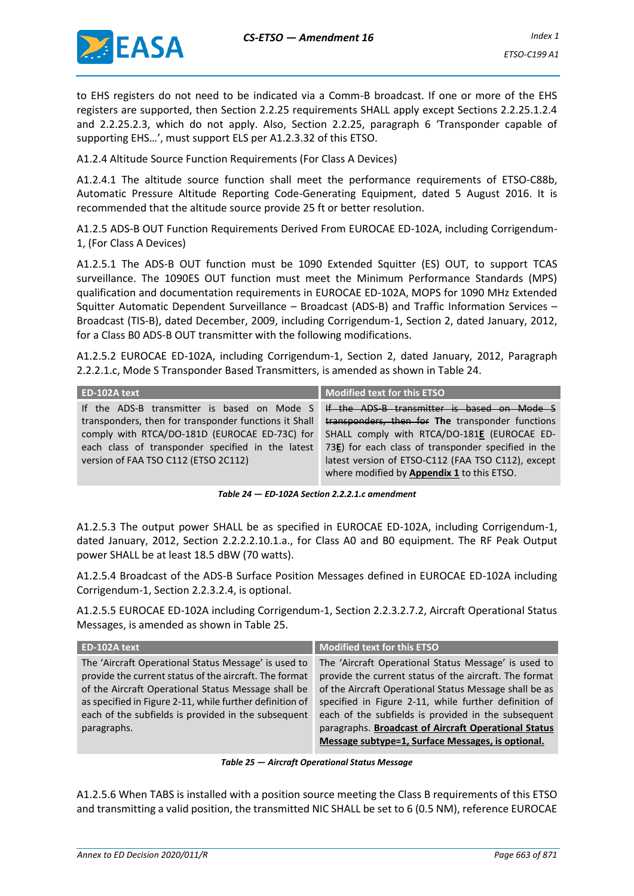to EHS registers do not need to be indicated via a Comm-B broadcast. If one or more of the EHS registers are supported, then Section 2.2.25 requirements SHALL apply except Sections 2.2.25.1.2.4 and 2.2.25.2.3, which do not apply. Also, Section 2.2.25, paragraph 6 'Transponder capable of supporting EHS…', must support ELS per A1.2.3.32 of this ETSO.

A1.2.4 Altitude Source Function Requirements (For Class A Devices)

A1.2.4.1 The altitude source function shall meet the performance requirements of ETSO-C88b, Automatic Pressure Altitude Reporting Code-Generating Equipment, dated 5 August 2016. It is recommended that the altitude source provide 25 ft or better resolution.

A1.2.5 ADS-B OUT Function Requirements Derived From EUROCAE ED-102A, including Corrigendum-1, (For Class A Devices)

A1.2.5.1 The ADS-B OUT function must be 1090 Extended Squitter (ES) OUT, to support TCAS surveillance. The 1090ES OUT function must meet the Minimum Performance Standards (MPS) qualification and documentation requirements in EUROCAE ED-102A, MOPS for 1090 MHz Extended Squitter Automatic Dependent Surveillance – Broadcast (ADS-B) and Traffic Information Services – Broadcast (TIS-B), dated December, 2009, including Corrigendum-1, Section 2, dated January, 2012, for a Class B0 ADS-B OUT transmitter with the following modifications.

A1.2.5.2 EUROCAE ED-102A, including Corrigendum-1, Section 2, dated January, 2012, Paragraph 2.2.2.1.c, Mode S Transponder Based Transmitters, is amended as shown in Table 24.

| ED-102A text | Modified text for this ETSO |
|---|---|
| If the ADS-B transmitter is based on Mode S transponders, then for transponder functions it Shall comply with RTCA/DO-181D (EUROCAE ED-73C) for each class of transponder specified in the latest version of FAA TSO C112 (ETSO 2C112) | ~~If the ADS-B transmitter is based on Mode S transponders, then for~~ **The** transponder functions SHALL comply with RTCA/DO-181**E** (EUROCAE ED-73**E**) for each class of transponder specified in the latest version of ETSO-C112 (FAA TSO C112), except where modified by **Appendix 1** to this ETSO. |

*Table 24 — ED-102A Section 2.2.2.1.c amendment*

A1.2.5.3 The output power SHALL be as specified in EUROCAE ED-102A, including Corrigendum-1, dated January, 2012, Section 2.2.2.2.10.1.a., for Class A0 and B0 equipment. The RF Peak Output power SHALL be at least 18.5 dBW (70 watts).

A1.2.5.4 Broadcast of the ADS-B Surface Position Messages defined in EUROCAE ED-102A including Corrigendum-1, Section 2.2.3.2.4, is optional.

A1.2.5.5 EUROCAE ED-102A including Corrigendum-1, Section 2.2.3.2.7.2, Aircraft Operational Status Messages, is amended as shown in Table 25.

| ED-102A text | Modified text for this ETSO |
|---|---|
| The 'Aircraft Operational Status Message' is used to provide the current status of the aircraft. The format of the Aircraft Operational Status Message shall be as specified in Figure 2-11, while further definition of each of the subfields is provided in the subsequent paragraphs. | The 'Aircraft Operational Status Message' is used to provide the current status of the aircraft. The format of the Aircraft Operational Status Message shall be as specified in Figure 2-11, while further definition of each of the subfields is provided in the subsequent paragraphs. **Broadcast of Aircraft Operational Status Message subtype=1, Surface Messages, is optional.** |

*Table 25 — Aircraft Operational Status Message*

A1.2.5.6 When TABS is installed with a position source meeting the Class B requirements of this ETSO and transmitting a valid position, the transmitted NIC SHALL be set to 6 (0.5 NM), reference EUROCAE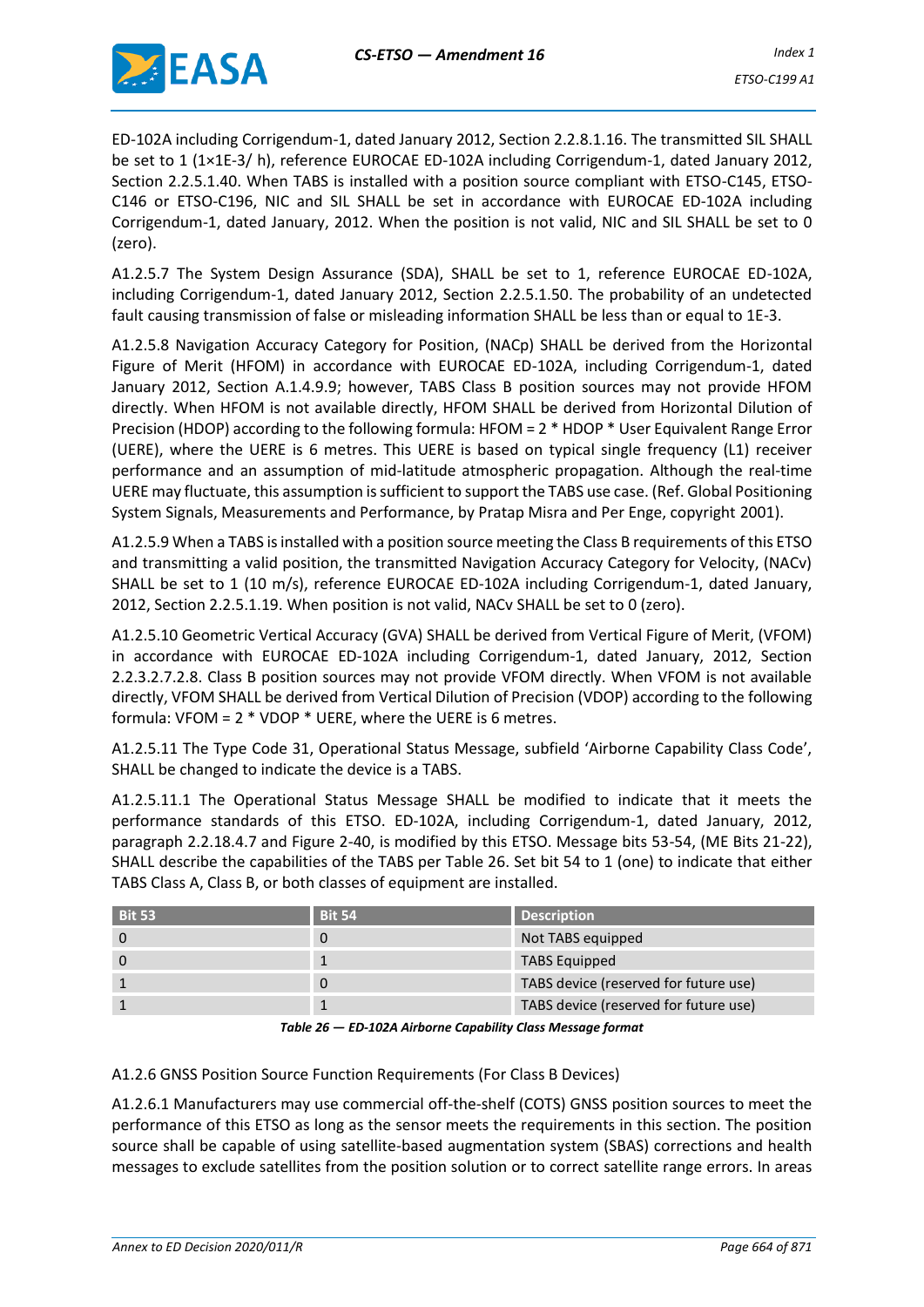ED-102A including Corrigendum-1, dated January 2012, Section 2.2.8.1.16. The transmitted SIL SHALL be set to 1 (1×1E-3/ h), reference EUROCAE ED-102A including Corrigendum-1, dated January 2012, Section 2.2.5.1.40. When TABS is installed with a position source compliant with ETSO-C145, ETSO-C146 or ETSO-C196, NIC and SIL SHALL be set in accordance with EUROCAE ED-102A including Corrigendum-1, dated January, 2012. When the position is not valid, NIC and SIL SHALL be set to 0 (zero).

A1.2.5.7 The System Design Assurance (SDA), SHALL be set to 1, reference EUROCAE ED-102A, including Corrigendum-1, dated January 2012, Section 2.2.5.1.50. The probability of an undetected fault causing transmission of false or misleading information SHALL be less than or equal to 1E-3.

A1.2.5.8 Navigation Accuracy Category for Position, (NACp) SHALL be derived from the Horizontal Figure of Merit (HFOM) in accordance with EUROCAE ED-102A, including Corrigendum-1, dated January 2012, Section A.1.4.9.9; however, TABS Class B position sources may not provide HFOM directly. When HFOM is not available directly, HFOM SHALL be derived from Horizontal Dilution of Precision (HDOP) according to the following formula: HFOM = 2 * HDOP * User Equivalent Range Error (UERE), where the UERE is 6 metres. This UERE is based on typical single frequency (L1) receiver performance and an assumption of mid-latitude atmospheric propagation. Although the real-time UERE may fluctuate, this assumption is sufficient to support the TABS use case. (Ref. Global Positioning System Signals, Measurements and Performance, by Pratap Misra and Per Enge, copyright 2001).

A1.2.5.9 When a TABS is installed with a position source meeting the Class B requirements of this ETSO and transmitting a valid position, the transmitted Navigation Accuracy Category for Velocity, (NACv) SHALL be set to 1 (10 m/s), reference EUROCAE ED-102A including Corrigendum-1, dated January, 2012, Section 2.2.5.1.19. When position is not valid, NACv SHALL be set to 0 (zero).

A1.2.5.10 Geometric Vertical Accuracy (GVA) SHALL be derived from Vertical Figure of Merit, (VFOM) in accordance with EUROCAE ED-102A including Corrigendum-1, dated January, 2012, Section 2.2.3.2.7.2.8. Class B position sources may not provide VFOM directly. When VFOM is not available directly, VFOM SHALL be derived from Vertical Dilution of Precision (VDOP) according to the following formula: VFOM = 2 * VDOP * UERE, where the UERE is 6 metres.

A1.2.5.11 The Type Code 31, Operational Status Message, subfield 'Airborne Capability Class Code', SHALL be changed to indicate the device is a TABS.

A1.2.5.11.1 The Operational Status Message SHALL be modified to indicate that it meets the performance standards of this ETSO. ED-102A, including Corrigendum-1, dated January, 2012, paragraph 2.2.18.4.7 and Figure 2-40, is modified by this ETSO. Message bits 53-54, (ME Bits 21-22), SHALL describe the capabilities of the TABS per Table 26. Set bit 54 to 1 (one) to indicate that either TABS Class A, Class B, or both classes of equipment are installed.

| Bit 53 | Bit 54 | Description |
|---|---|---|
| 0 | 0 | Not TABS equipped |
| 0 | 1 | TABS Equipped |
| 1 | 0 | TABS device (reserved for future use) |
| 1 | 1 | TABS device (reserved for future use) |

*Table 26 — ED-102A Airborne Capability Class Message format*

A1.2.6 GNSS Position Source Function Requirements (For Class B Devices)

A1.2.6.1 Manufacturers may use commercial off-the-shelf (COTS) GNSS position sources to meet the performance of this ETSO as long as the sensor meets the requirements in this section. The position source shall be capable of using satellite-based augmentation system (SBAS) corrections and health messages to exclude satellites from the position solution or to correct satellite range errors. In areas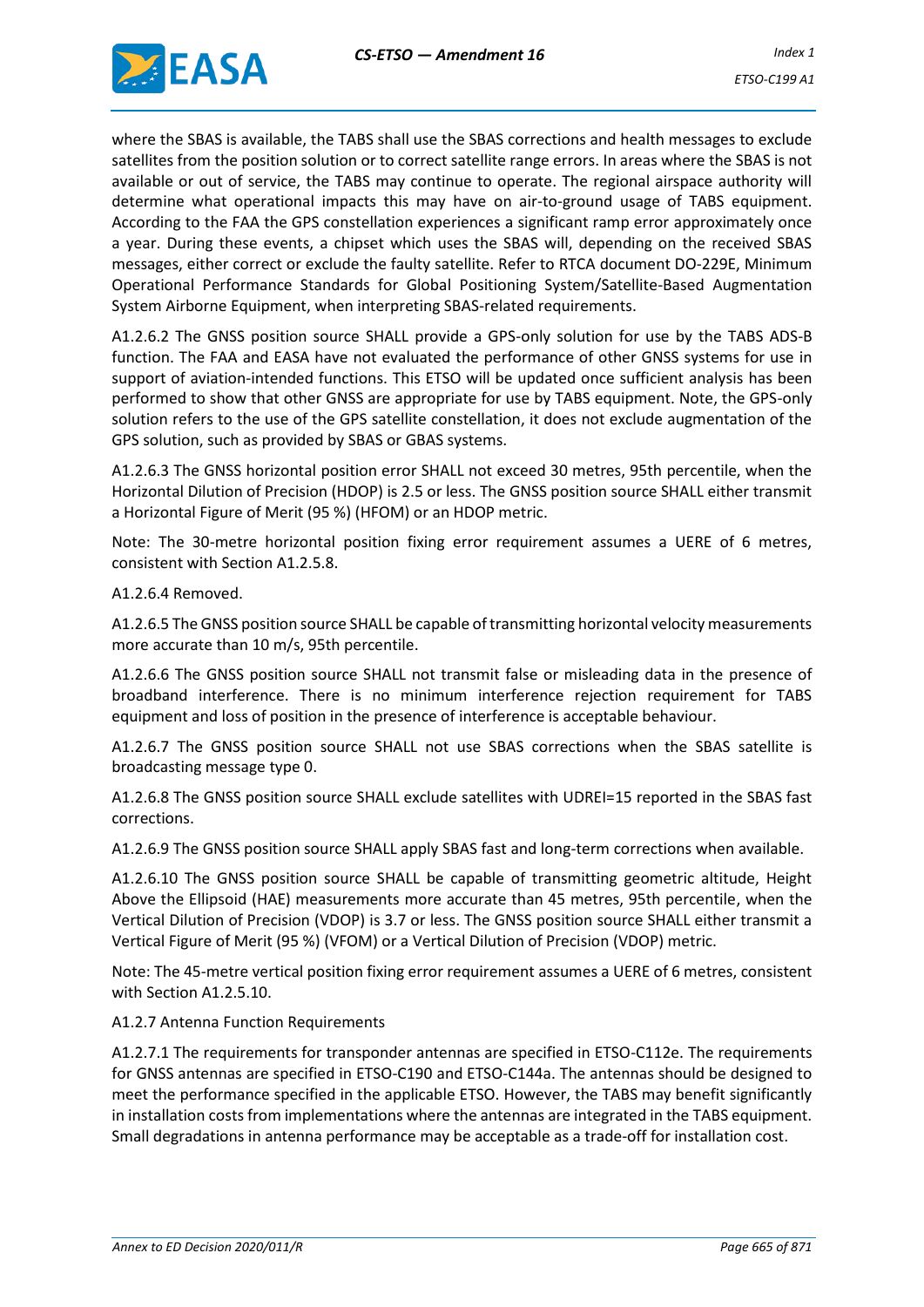where the SBAS is available, the TABS shall use the SBAS corrections and health messages to exclude satellites from the position solution or to correct satellite range errors. In areas where the SBAS is not available or out of service, the TABS may continue to operate. The regional airspace authority will determine what operational impacts this may have on air-to-ground usage of TABS equipment. According to the FAA the GPS constellation experiences a significant ramp error approximately once a year. During these events, a chipset which uses the SBAS will, depending on the received SBAS messages, either correct or exclude the faulty satellite. Refer to RTCA document DO-229E, Minimum Operational Performance Standards for Global Positioning System/Satellite-Based Augmentation System Airborne Equipment, when interpreting SBAS-related requirements.

A1.2.6.2 The GNSS position source SHALL provide a GPS-only solution for use by the TABS ADS-B function. The FAA and EASA have not evaluated the performance of other GNSS systems for use in support of aviation-intended functions. This ETSO will be updated once sufficient analysis has been performed to show that other GNSS are appropriate for use by TABS equipment. Note, the GPS-only solution refers to the use of the GPS satellite constellation, it does not exclude augmentation of the GPS solution, such as provided by SBAS or GBAS systems.

A1.2.6.3 The GNSS horizontal position error SHALL not exceed 30 metres, 95th percentile, when the Horizontal Dilution of Precision (HDOP) is 2.5 or less. The GNSS position source SHALL either transmit a Horizontal Figure of Merit (95 %) (HFOM) or an HDOP metric.

Note: The 30-metre horizontal position fixing error requirement assumes a UERE of 6 metres, consistent with Section A1.2.5.8.

A1.2.6.4 Removed.

A1.2.6.5 The GNSS position source SHALL be capable of transmitting horizontal velocity measurements more accurate than 10 m/s, 95th percentile.

A1.2.6.6 The GNSS position source SHALL not transmit false or misleading data in the presence of broadband interference. There is no minimum interference rejection requirement for TABS equipment and loss of position in the presence of interference is acceptable behaviour.

A1.2.6.7 The GNSS position source SHALL not use SBAS corrections when the SBAS satellite is broadcasting message type 0.

A1.2.6.8 The GNSS position source SHALL exclude satellites with UDREI=15 reported in the SBAS fast corrections.

A1.2.6.9 The GNSS position source SHALL apply SBAS fast and long-term corrections when available.

A1.2.6.10 The GNSS position source SHALL be capable of transmitting geometric altitude, Height Above the Ellipsoid (HAE) measurements more accurate than 45 metres, 95th percentile, when the Vertical Dilution of Precision (VDOP) is 3.7 or less. The GNSS position source SHALL either transmit a Vertical Figure of Merit (95 %) (VFOM) or a Vertical Dilution of Precision (VDOP) metric.

Note: The 45-metre vertical position fixing error requirement assumes a UERE of 6 metres, consistent with Section A1.2.5.10.

A1.2.7 Antenna Function Requirements

A1.2.7.1 The requirements for transponder antennas are specified in ETSO-C112e. The requirements for GNSS antennas are specified in ETSO-C190 and ETSO-C144a. The antennas should be designed to meet the performance specified in the applicable ETSO. However, the TABS may benefit significantly in installation costs from implementations where the antennas are integrated in the TABS equipment. Small degradations in antenna performance may be acceptable as a trade-off for installation cost.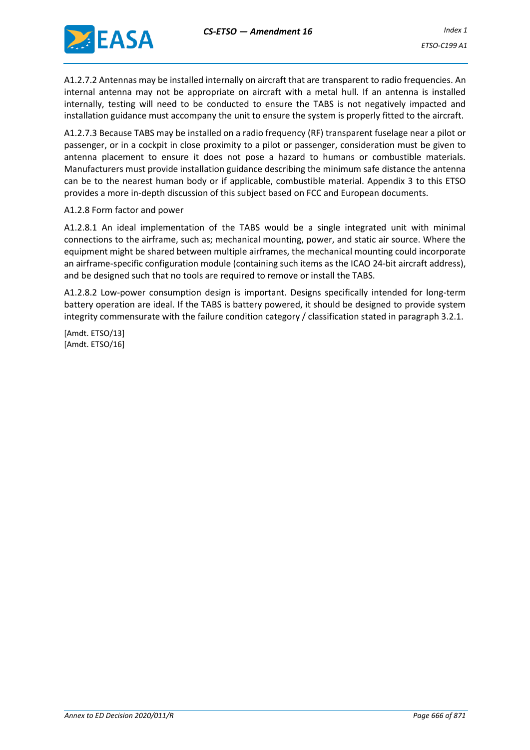A1.2.7.2 Antennas may be installed internally on aircraft that are transparent to radio frequencies. An internal antenna may not be appropriate on aircraft with a metal hull. If an antenna is installed internally, testing will need to be conducted to ensure the TABS is not negatively impacted and installation guidance must accompany the unit to ensure the system is properly fitted to the aircraft.

A1.2.7.3 Because TABS may be installed on a radio frequency (RF) transparent fuselage near a pilot or passenger, or in a cockpit in close proximity to a pilot or passenger, consideration must be given to antenna placement to ensure it does not pose a hazard to humans or combustible materials. Manufacturers must provide installation guidance describing the minimum safe distance the antenna can be to the nearest human body or if applicable, combustible material. Appendix 3 to this ETSO provides a more in-depth discussion of this subject based on FCC and European documents.

A1.2.8 Form factor and power

A1.2.8.1 An ideal implementation of the TABS would be a single integrated unit with minimal connections to the airframe, such as; mechanical mounting, power, and static air source. Where the equipment might be shared between multiple airframes, the mechanical mounting could incorporate an airframe-specific configuration module (containing such items as the ICAO 24-bit aircraft address), and be designed such that no tools are required to remove or install the TABS.

A1.2.8.2 Low-power consumption design is important. Designs specifically intended for long-term battery operation are ideal. If the TABS is battery powered, it should be designed to provide system integrity commensurate with the failure condition category / classification stated in paragraph 3.2.1.

[Amdt. ETSO/13]
[Amdt. ETSO/16]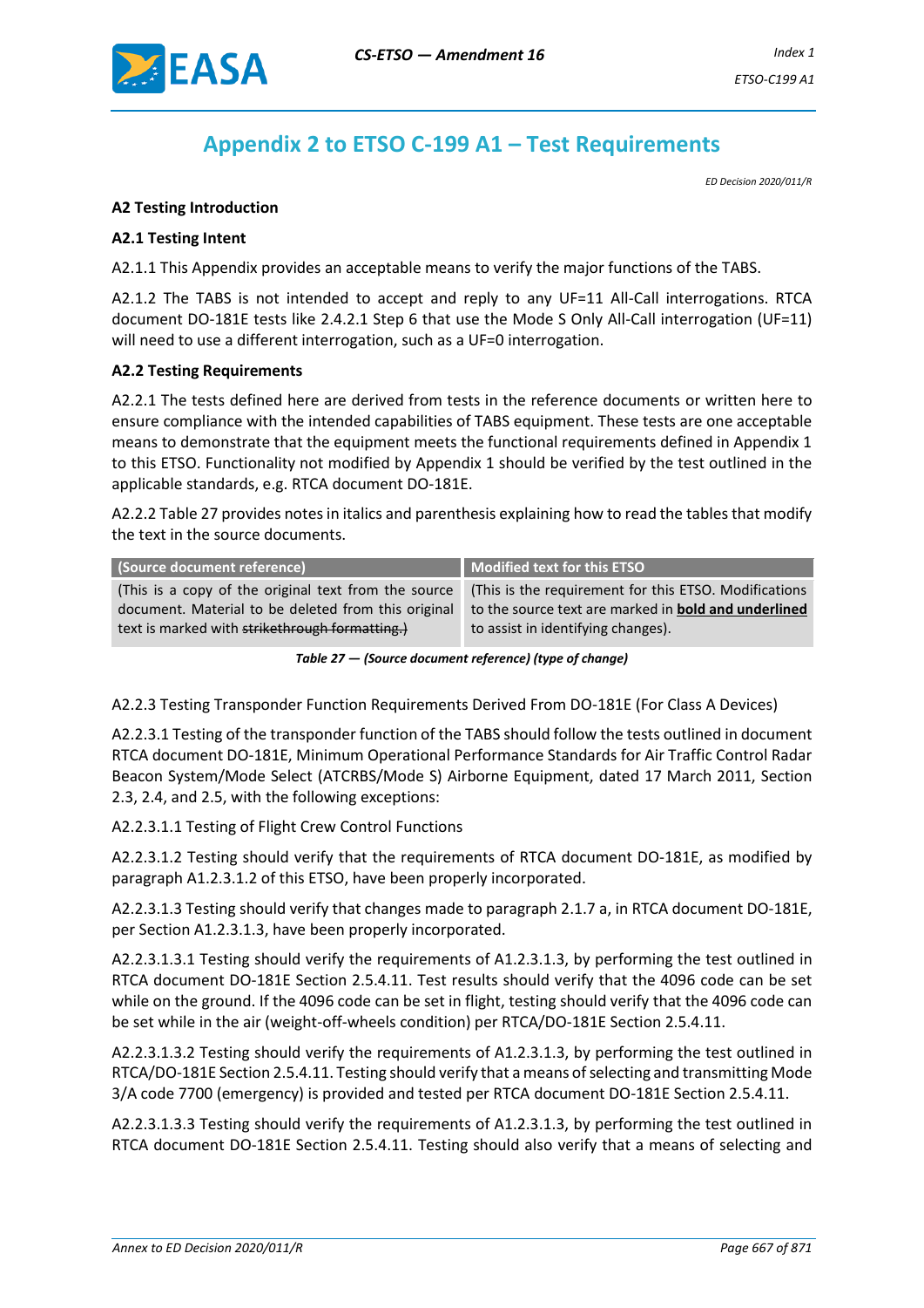# Appendix 2 to ETSO C-199 A1 – Test Requirements

*ED Decision 2020/011/R*

**A2 Testing Introduction**

**A2.1 Testing Intent**

A2.1.1 This Appendix provides an acceptable means to verify the major functions of the TABS.

A2.1.2 The TABS is not intended to accept and reply to any UF=11 All-Call interrogations. RTCA document DO-181E tests like 2.4.2.1 Step 6 that use the Mode S Only All-Call interrogation (UF=11) will need to use a different interrogation, such as a UF=0 interrogation.

**A2.2 Testing Requirements**

A2.2.1 The tests defined here are derived from tests in the reference documents or written here to ensure compliance with the intended capabilities of TABS equipment. These tests are one acceptable means to demonstrate that the equipment meets the functional requirements defined in Appendix 1 to this ETSO. Functionality not modified by Appendix 1 should be verified by the test outlined in the applicable standards, e.g. RTCA document DO-181E.

A2.2.2 Table 27 provides notes in italics and parenthesis explaining how to read the tables that modify the text in the source documents.

| (Source document reference) | Modified text for this ETSO |
|---|---|
| (This is a copy of the original text from the source document. Material to be deleted from this original text is marked with ~~strikethrough formatting.)~~ | (This is the requirement for this ETSO. Modifications to the source text are marked in **bold and underlined** to assist in identifying changes). |

*Table 27 — (Source document reference) (type of change)*

A2.2.3 Testing Transponder Function Requirements Derived From DO-181E (For Class A Devices)

A2.2.3.1 Testing of the transponder function of the TABS should follow the tests outlined in document RTCA document DO-181E, Minimum Operational Performance Standards for Air Traffic Control Radar Beacon System/Mode Select (ATCRBS/Mode S) Airborne Equipment, dated 17 March 2011, Section 2.3, 2.4, and 2.5, with the following exceptions:

A2.2.3.1.1 Testing of Flight Crew Control Functions

A2.2.3.1.2 Testing should verify that the requirements of RTCA document DO-181E, as modified by paragraph A1.2.3.1.2 of this ETSO, have been properly incorporated.

A2.2.3.1.3 Testing should verify that changes made to paragraph 2.1.7 a, in RTCA document DO-181E, per Section A1.2.3.1.3, have been properly incorporated.

A2.2.3.1.3.1 Testing should verify the requirements of A1.2.3.1.3, by performing the test outlined in RTCA document DO-181E Section 2.5.4.11. Test results should verify that the 4096 code can be set while on the ground. If the 4096 code can be set in flight, testing should verify that the 4096 code can be set while in the air (weight-off-wheels condition) per RTCA/DO-181E Section 2.5.4.11.

A2.2.3.1.3.2 Testing should verify the requirements of A1.2.3.1.3, by performing the test outlined in RTCA/DO-181E Section 2.5.4.11. Testing should verify that a means of selecting and transmitting Mode 3/A code 7700 (emergency) is provided and tested per RTCA document DO-181E Section 2.5.4.11.

A2.2.3.1.3.3 Testing should verify the requirements of A1.2.3.1.3, by performing the test outlined in RTCA document DO-181E Section 2.5.4.11. Testing should also verify that a means of selecting and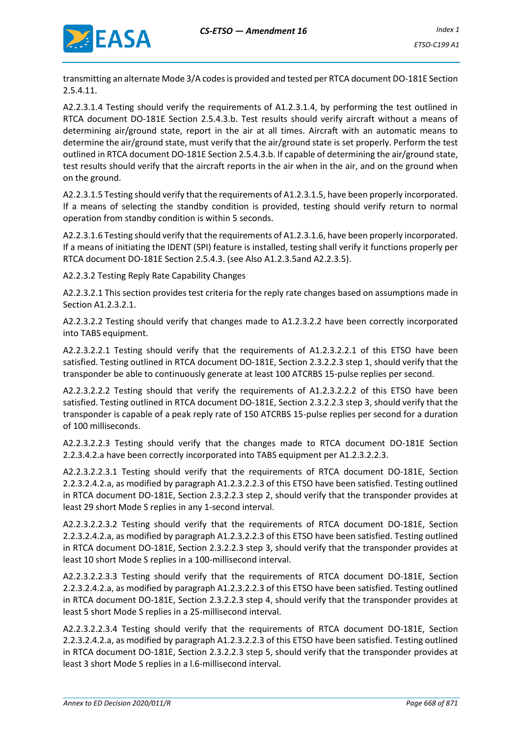transmitting an alternate Mode 3/A codes is provided and tested per RTCA document DO-181E Section 2.5.4.11.

A2.2.3.1.4 Testing should verify the requirements of A1.2.3.1.4, by performing the test outlined in RTCA document DO-181E Section 2.5.4.3.b. Test results should verify aircraft without a means of determining air/ground state, report in the air at all times. Aircraft with an automatic means to determine the air/ground state, must verify that the air/ground state is set properly. Perform the test outlined in RTCA document DO-181E Section 2.5.4.3.b. If capable of determining the air/ground state, test results should verify that the aircraft reports in the air when in the air, and on the ground when on the ground.

A2.2.3.1.5 Testing should verify that the requirements of A1.2.3.1.5, have been properly incorporated. If a means of selecting the standby condition is provided, testing should verify return to normal operation from standby condition is within 5 seconds.

A2.2.3.1.6 Testing should verify that the requirements of A1.2.3.1.6, have been properly incorporated. If a means of initiating the IDENT (SPI) feature is installed, testing shall verify it functions properly per RTCA document DO-181E Section 2.5.4.3. (see Also A1.2.3.5and A2.2.3.5).

A2.2.3.2 Testing Reply Rate Capability Changes

A2.2.3.2.1 This section provides test criteria for the reply rate changes based on assumptions made in Section A1.2.3.2.1.

A2.2.3.2.2 Testing should verify that changes made to A1.2.3.2.2 have been correctly incorporated into TABS equipment.

A2.2.3.2.2.1 Testing should verify that the requirements of A1.2.3.2.2.1 of this ETSO have been satisfied. Testing outlined in RTCA document DO-181E, Section 2.3.2.2.3 step 1, should verify that the transponder be able to continuously generate at least 100 ATCRBS 15-pulse replies per second.

A2.2.3.2.2.2 Testing should that verify the requirements of A1.2.3.2.2.2 of this ETSO have been satisfied. Testing outlined in RTCA document DO-181E, Section 2.3.2.2.3 step 3, should verify that the transponder is capable of a peak reply rate of 150 ATCRBS 15-pulse replies per second for a duration of 100 milliseconds.

A2.2.3.2.2.3 Testing should verify that the changes made to RTCA document DO-181E Section 2.2.3.4.2.a have been correctly incorporated into TABS equipment per A1.2.3.2.2.3.

A2.2.3.2.2.3.1 Testing should verify that the requirements of RTCA document DO-181E, Section 2.2.3.2.4.2.a, as modified by paragraph A1.2.3.2.2.3 of this ETSO have been satisfied. Testing outlined in RTCA document DO-181E, Section 2.3.2.2.3 step 2, should verify that the transponder provides at least 29 short Mode S replies in any 1-second interval.

A2.2.3.2.2.3.2 Testing should verify that the requirements of RTCA document DO-181E, Section 2.2.3.2.4.2.a, as modified by paragraph A1.2.3.2.2.3 of this ETSO have been satisfied. Testing outlined in RTCA document DO-181E, Section 2.3.2.2.3 step 3, should verify that the transponder provides at least 10 short Mode S replies in a 100-millisecond interval.

A2.2.3.2.2.3.3 Testing should verify that the requirements of RTCA document DO-181E, Section 2.2.3.2.4.2.a, as modified by paragraph A1.2.3.2.2.3 of this ETSO have been satisfied. Testing outlined in RTCA document DO-181E, Section 2.3.2.2.3 step 4, should verify that the transponder provides at least 5 short Mode S replies in a 25-millisecond interval.

A2.2.3.2.2.3.4 Testing should verify that the requirements of RTCA document DO-181E, Section 2.2.3.2.4.2.a, as modified by paragraph A1.2.3.2.2.3 of this ETSO have been satisfied. Testing outlined in RTCA document DO-181E, Section 2.3.2.2.3 step 5, should verify that the transponder provides at least 3 short Mode S replies in a l.6-millisecond interval.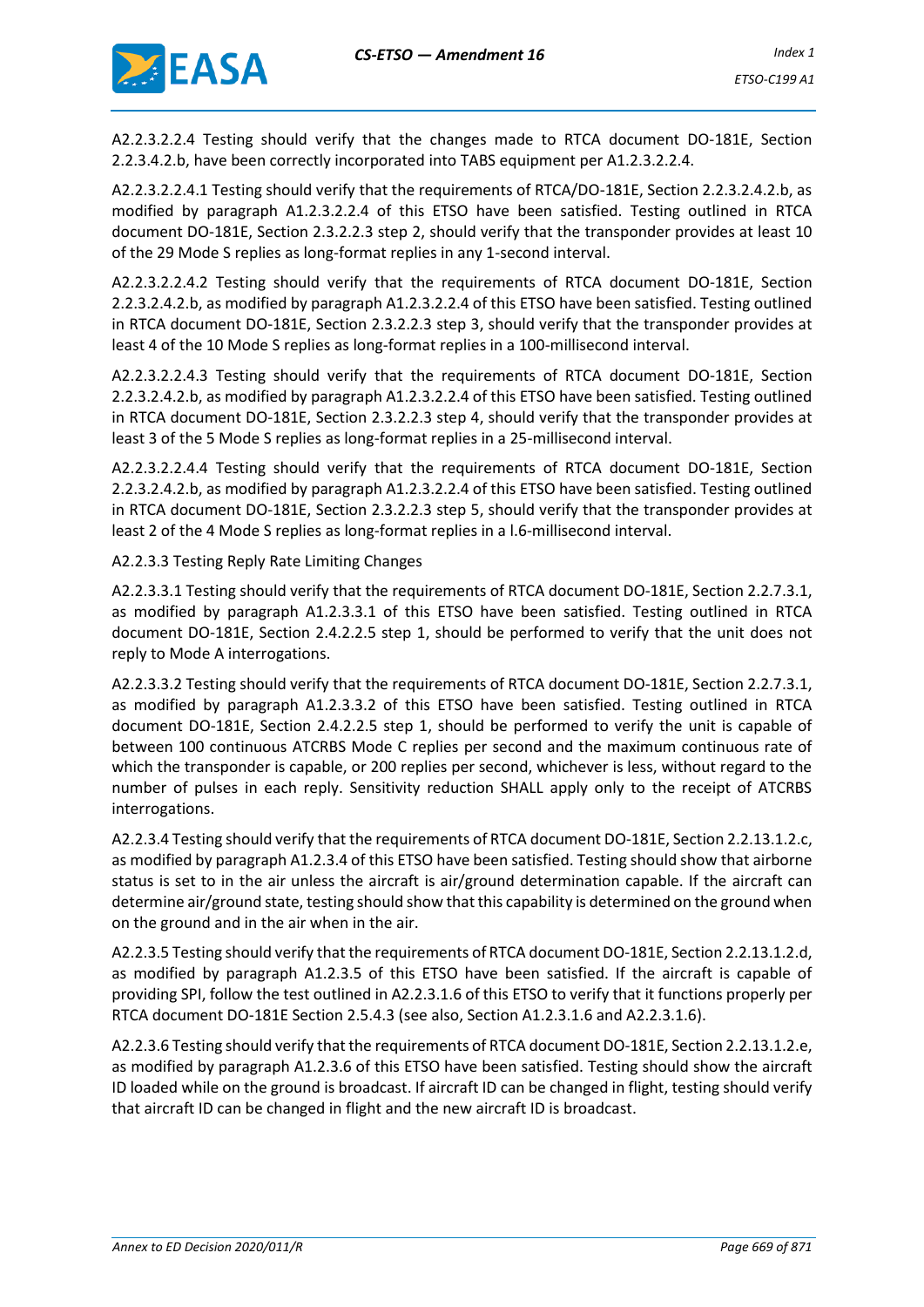A2.2.3.2.2.4 Testing should verify that the changes made to RTCA document DO-181E, Section 2.2.3.4.2.b, have been correctly incorporated into TABS equipment per A1.2.3.2.2.4.

A2.2.3.2.2.4.1 Testing should verify that the requirements of RTCA/DO-181E, Section 2.2.3.2.4.2.b, as modified by paragraph A1.2.3.2.2.4 of this ETSO have been satisfied. Testing outlined in RTCA document DO-181E, Section 2.3.2.2.3 step 2, should verify that the transponder provides at least 10 of the 29 Mode S replies as long-format replies in any 1-second interval.

A2.2.3.2.2.4.2 Testing should verify that the requirements of RTCA document DO-181E, Section 2.2.3.2.4.2.b, as modified by paragraph A1.2.3.2.2.4 of this ETSO have been satisfied. Testing outlined in RTCA document DO-181E, Section 2.3.2.2.3 step 3, should verify that the transponder provides at least 4 of the 10 Mode S replies as long-format replies in a 100-millisecond interval.

A2.2.3.2.2.4.3 Testing should verify that the requirements of RTCA document DO-181E, Section 2.2.3.2.4.2.b, as modified by paragraph A1.2.3.2.2.4 of this ETSO have been satisfied. Testing outlined in RTCA document DO-181E, Section 2.3.2.2.3 step 4, should verify that the transponder provides at least 3 of the 5 Mode S replies as long-format replies in a 25-millisecond interval.

A2.2.3.2.2.4.4 Testing should verify that the requirements of RTCA document DO-181E, Section 2.2.3.2.4.2.b, as modified by paragraph A1.2.3.2.2.4 of this ETSO have been satisfied. Testing outlined in RTCA document DO-181E, Section 2.3.2.2.3 step 5, should verify that the transponder provides at least 2 of the 4 Mode S replies as long-format replies in a l.6-millisecond interval.

A2.2.3.3 Testing Reply Rate Limiting Changes

A2.2.3.3.1 Testing should verify that the requirements of RTCA document DO-181E, Section 2.2.7.3.1, as modified by paragraph A1.2.3.3.1 of this ETSO have been satisfied. Testing outlined in RTCA document DO-181E, Section 2.4.2.2.5 step 1, should be performed to verify that the unit does not reply to Mode A interrogations.

A2.2.3.3.2 Testing should verify that the requirements of RTCA document DO-181E, Section 2.2.7.3.1, as modified by paragraph A1.2.3.3.2 of this ETSO have been satisfied. Testing outlined in RTCA document DO-181E, Section 2.4.2.2.5 step 1, should be performed to verify the unit is capable of between 100 continuous ATCRBS Mode C replies per second and the maximum continuous rate of which the transponder is capable, or 200 replies per second, whichever is less, without regard to the number of pulses in each reply. Sensitivity reduction SHALL apply only to the receipt of ATCRBS interrogations.

A2.2.3.4 Testing should verify that the requirements of RTCA document DO-181E, Section 2.2.13.1.2.c, as modified by paragraph A1.2.3.4 of this ETSO have been satisfied. Testing should show that airborne status is set to in the air unless the aircraft is air/ground determination capable. If the aircraft can determine air/ground state, testing should show that this capability is determined on the ground when on the ground and in the air when in the air.

A2.2.3.5 Testing should verify that the requirements of RTCA document DO-181E, Section 2.2.13.1.2.d, as modified by paragraph A1.2.3.5 of this ETSO have been satisfied. If the aircraft is capable of providing SPI, follow the test outlined in A2.2.3.1.6 of this ETSO to verify that it functions properly per RTCA document DO-181E Section 2.5.4.3 (see also, Section A1.2.3.1.6 and A2.2.3.1.6).

A2.2.3.6 Testing should verify that the requirements of RTCA document DO-181E, Section 2.2.13.1.2.e, as modified by paragraph A1.2.3.6 of this ETSO have been satisfied. Testing should show the aircraft ID loaded while on the ground is broadcast. If aircraft ID can be changed in flight, testing should verify that aircraft ID can be changed in flight and the new aircraft ID is broadcast.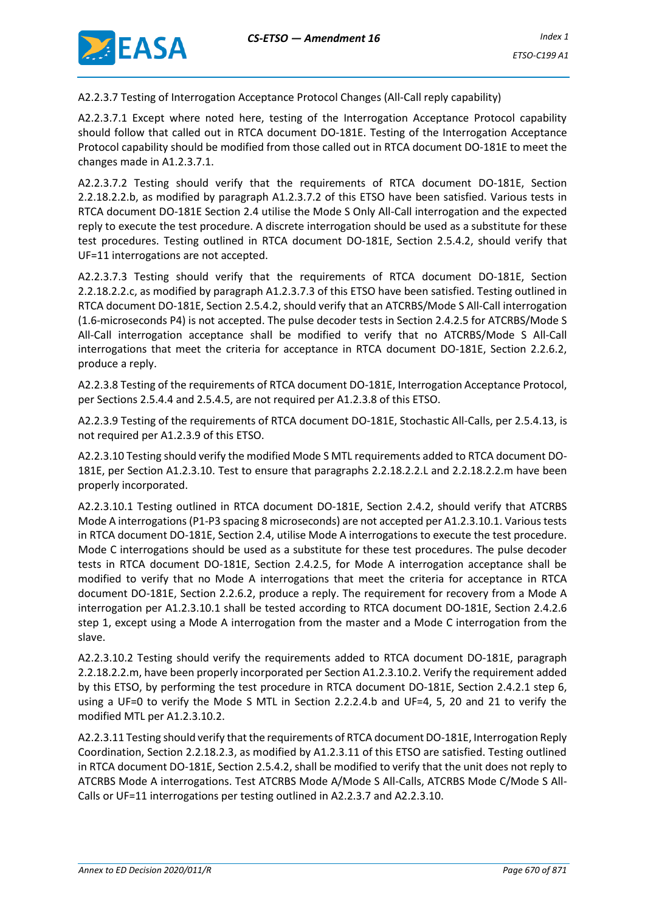A2.2.3.7 Testing of Interrogation Acceptance Protocol Changes (All-Call reply capability)

A2.2.3.7.1 Except where noted here, testing of the Interrogation Acceptance Protocol capability should follow that called out in RTCA document DO-181E. Testing of the Interrogation Acceptance Protocol capability should be modified from those called out in RTCA document DO-181E to meet the changes made in A1.2.3.7.1.

A2.2.3.7.2 Testing should verify that the requirements of RTCA document DO-181E, Section 2.2.18.2.2.b, as modified by paragraph A1.2.3.7.2 of this ETSO have been satisfied. Various tests in RTCA document DO-181E Section 2.4 utilise the Mode S Only All-Call interrogation and the expected reply to execute the test procedure. A discrete interrogation should be used as a substitute for these test procedures. Testing outlined in RTCA document DO-181E, Section 2.5.4.2, should verify that UF=11 interrogations are not accepted.

A2.2.3.7.3 Testing should verify that the requirements of RTCA document DO-181E, Section 2.2.18.2.2.c, as modified by paragraph A1.2.3.7.3 of this ETSO have been satisfied. Testing outlined in RTCA document DO-181E, Section 2.5.4.2, should verify that an ATCRBS/Mode S All-Call interrogation (1.6-microseconds P4) is not accepted. The pulse decoder tests in Section 2.4.2.5 for ATCRBS/Mode S All-Call interrogation acceptance shall be modified to verify that no ATCRBS/Mode S All-Call interrogations that meet the criteria for acceptance in RTCA document DO-181E, Section 2.2.6.2, produce a reply.

A2.2.3.8 Testing of the requirements of RTCA document DO-181E, Interrogation Acceptance Protocol, per Sections 2.5.4.4 and 2.5.4.5, are not required per A1.2.3.8 of this ETSO.

A2.2.3.9 Testing of the requirements of RTCA document DO-181E, Stochastic All-Calls, per 2.5.4.13, is not required per A1.2.3.9 of this ETSO.

A2.2.3.10 Testing should verify the modified Mode S MTL requirements added to RTCA document DO-181E, per Section A1.2.3.10. Test to ensure that paragraphs 2.2.18.2.2.L and 2.2.18.2.2.m have been properly incorporated.

A2.2.3.10.1 Testing outlined in RTCA document DO-181E, Section 2.4.2, should verify that ATCRBS Mode A interrogations (P1-P3 spacing 8 microseconds) are not accepted per A1.2.3.10.1. Various tests in RTCA document DO-181E, Section 2.4, utilise Mode A interrogations to execute the test procedure. Mode C interrogations should be used as a substitute for these test procedures. The pulse decoder tests in RTCA document DO-181E, Section 2.4.2.5, for Mode A interrogation acceptance shall be modified to verify that no Mode A interrogations that meet the criteria for acceptance in RTCA document DO-181E, Section 2.2.6.2, produce a reply. The requirement for recovery from a Mode A interrogation per A1.2.3.10.1 shall be tested according to RTCA document DO-181E, Section 2.4.2.6 step 1, except using a Mode A interrogation from the master and a Mode C interrogation from the slave.

A2.2.3.10.2 Testing should verify the requirements added to RTCA document DO-181E, paragraph 2.2.18.2.2.m, have been properly incorporated per Section A1.2.3.10.2. Verify the requirement added by this ETSO, by performing the test procedure in RTCA document DO-181E, Section 2.4.2.1 step 6, using a UF=0 to verify the Mode S MTL in Section 2.2.2.4.b and UF=4, 5, 20 and 21 to verify the modified MTL per A1.2.3.10.2.

A2.2.3.11 Testing should verify that the requirements of RTCA document DO-181E, Interrogation Reply Coordination, Section 2.2.18.2.3, as modified by A1.2.3.11 of this ETSO are satisfied. Testing outlined in RTCA document DO-181E, Section 2.5.4.2, shall be modified to verify that the unit does not reply to ATCRBS Mode A interrogations. Test ATCRBS Mode A/Mode S All-Calls, ATCRBS Mode C/Mode S All-Calls or UF=11 interrogations per testing outlined in A2.2.3.7 and A2.2.3.10.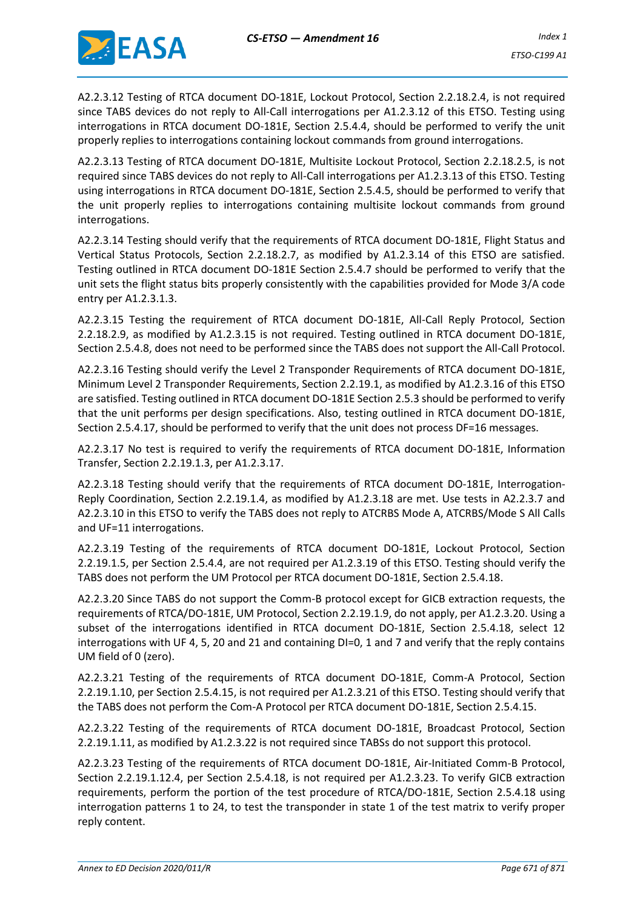A2.2.3.12 Testing of RTCA document DO-181E, Lockout Protocol, Section 2.2.18.2.4, is not required since TABS devices do not reply to All-Call interrogations per A1.2.3.12 of this ETSO. Testing using interrogations in RTCA document DO-181E, Section 2.5.4.4, should be performed to verify the unit properly replies to interrogations containing lockout commands from ground interrogations.

A2.2.3.13 Testing of RTCA document DO-181E, Multisite Lockout Protocol, Section 2.2.18.2.5, is not required since TABS devices do not reply to All-Call interrogations per A1.2.3.13 of this ETSO. Testing using interrogations in RTCA document DO-181E, Section 2.5.4.5, should be performed to verify that the unit properly replies to interrogations containing multisite lockout commands from ground interrogations.

A2.2.3.14 Testing should verify that the requirements of RTCA document DO-181E, Flight Status and Vertical Status Protocols, Section 2.2.18.2.7, as modified by A1.2.3.14 of this ETSO are satisfied. Testing outlined in RTCA document DO-181E Section 2.5.4.7 should be performed to verify that the unit sets the flight status bits properly consistently with the capabilities provided for Mode 3/A code entry per A1.2.3.1.3.

A2.2.3.15 Testing the requirement of RTCA document DO-181E, All-Call Reply Protocol, Section 2.2.18.2.9, as modified by A1.2.3.15 is not required. Testing outlined in RTCA document DO-181E, Section 2.5.4.8, does not need to be performed since the TABS does not support the All-Call Protocol.

A2.2.3.16 Testing should verify the Level 2 Transponder Requirements of RTCA document DO-181E, Minimum Level 2 Transponder Requirements, Section 2.2.19.1, as modified by A1.2.3.16 of this ETSO are satisfied. Testing outlined in RTCA document DO-181E Section 2.5.3 should be performed to verify that the unit performs per design specifications. Also, testing outlined in RTCA document DO-181E, Section 2.5.4.17, should be performed to verify that the unit does not process DF=16 messages.

A2.2.3.17 No test is required to verify the requirements of RTCA document DO-181E, Information Transfer, Section 2.2.19.1.3, per A1.2.3.17.

A2.2.3.18 Testing should verify that the requirements of RTCA document DO-181E, Interrogation-Reply Coordination, Section 2.2.19.1.4, as modified by A1.2.3.18 are met. Use tests in A2.2.3.7 and A2.2.3.10 in this ETSO to verify the TABS does not reply to ATCRBS Mode A, ATCRBS/Mode S All Calls and UF=11 interrogations.

A2.2.3.19 Testing of the requirements of RTCA document DO-181E, Lockout Protocol, Section 2.2.19.1.5, per Section 2.5.4.4, are not required per A1.2.3.19 of this ETSO. Testing should verify the TABS does not perform the UM Protocol per RTCA document DO-181E, Section 2.5.4.18.

A2.2.3.20 Since TABS do not support the Comm-B protocol except for GICB extraction requests, the requirements of RTCA/DO-181E, UM Protocol, Section 2.2.19.1.9, do not apply, per A1.2.3.20. Using a subset of the interrogations identified in RTCA document DO-181E, Section 2.5.4.18, select 12 interrogations with UF 4, 5, 20 and 21 and containing DI=0, 1 and 7 and verify that the reply contains UM field of 0 (zero).

A2.2.3.21 Testing of the requirements of RTCA document DO-181E, Comm-A Protocol, Section 2.2.19.1.10, per Section 2.5.4.15, is not required per A1.2.3.21 of this ETSO. Testing should verify that the TABS does not perform the Com-A Protocol per RTCA document DO-181E, Section 2.5.4.15.

A2.2.3.22 Testing of the requirements of RTCA document DO-181E, Broadcast Protocol, Section 2.2.19.1.11, as modified by A1.2.3.22 is not required since TABSs do not support this protocol.

A2.2.3.23 Testing of the requirements of RTCA document DO-181E, Air-Initiated Comm-B Protocol, Section 2.2.19.1.12.4, per Section 2.5.4.18, is not required per A1.2.3.23. To verify GICB extraction requirements, perform the portion of the test procedure of RTCA/DO-181E, Section 2.5.4.18 using interrogation patterns 1 to 24, to test the transponder in state 1 of the test matrix to verify proper reply content.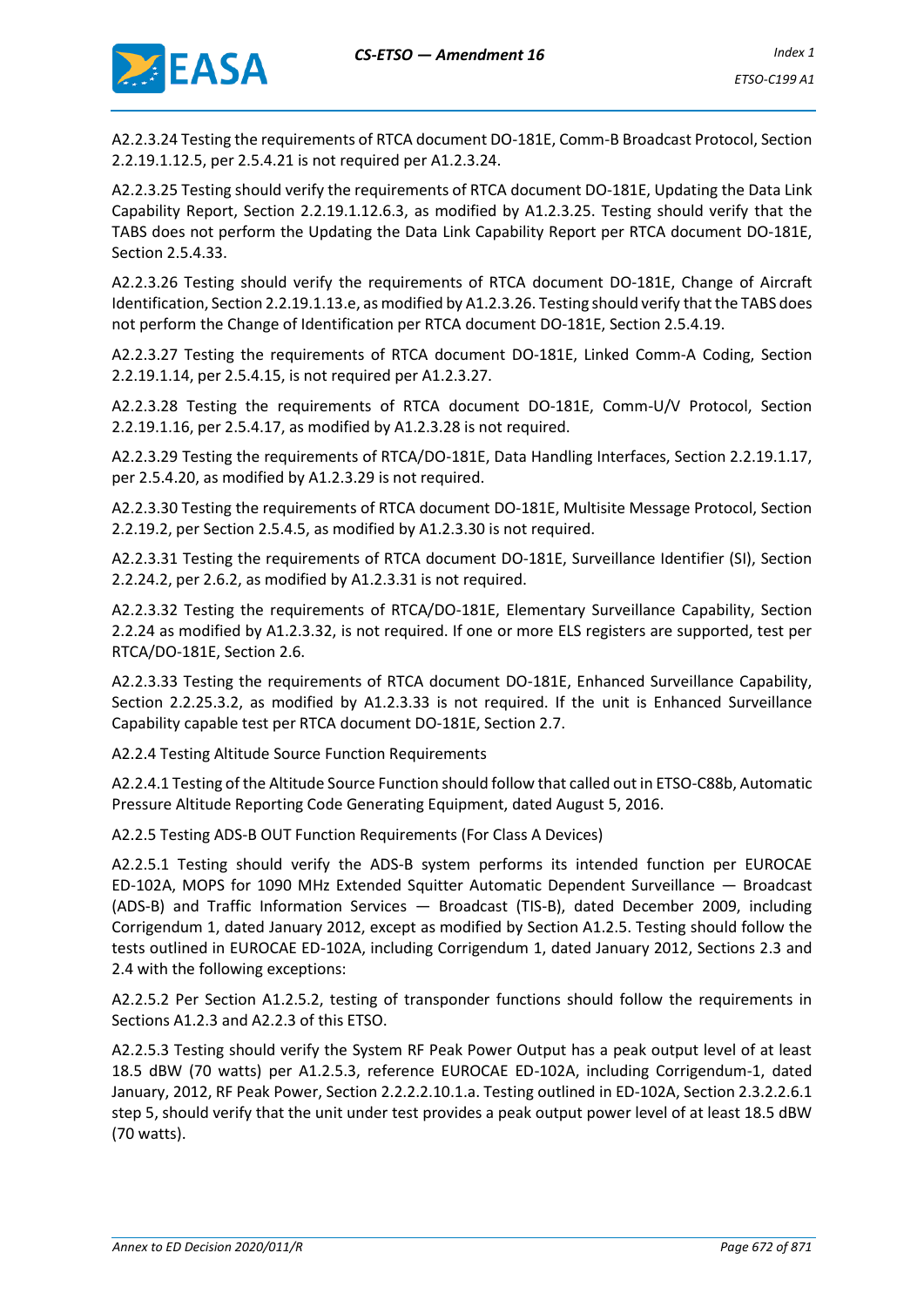A2.2.3.24 Testing the requirements of RTCA document DO-181E, Comm-B Broadcast Protocol, Section 2.2.19.1.12.5, per 2.5.4.21 is not required per A1.2.3.24.

A2.2.3.25 Testing should verify the requirements of RTCA document DO-181E, Updating the Data Link Capability Report, Section 2.2.19.1.12.6.3, as modified by A1.2.3.25. Testing should verify that the TABS does not perform the Updating the Data Link Capability Report per RTCA document DO-181E, Section 2.5.4.33.

A2.2.3.26 Testing should verify the requirements of RTCA document DO-181E, Change of Aircraft Identification, Section 2.2.19.1.13.e, as modified by A1.2.3.26. Testing should verify that the TABS does not perform the Change of Identification per RTCA document DO-181E, Section 2.5.4.19.

A2.2.3.27 Testing the requirements of RTCA document DO-181E, Linked Comm-A Coding, Section 2.2.19.1.14, per 2.5.4.15, is not required per A1.2.3.27.

A2.2.3.28 Testing the requirements of RTCA document DO-181E, Comm-U/V Protocol, Section 2.2.19.1.16, per 2.5.4.17, as modified by A1.2.3.28 is not required.

A2.2.3.29 Testing the requirements of RTCA/DO-181E, Data Handling Interfaces, Section 2.2.19.1.17, per 2.5.4.20, as modified by A1.2.3.29 is not required.

A2.2.3.30 Testing the requirements of RTCA document DO-181E, Multisite Message Protocol, Section 2.2.19.2, per Section 2.5.4.5, as modified by A1.2.3.30 is not required.

A2.2.3.31 Testing the requirements of RTCA document DO-181E, Surveillance Identifier (SI), Section 2.2.24.2, per 2.6.2, as modified by A1.2.3.31 is not required.

A2.2.3.32 Testing the requirements of RTCA/DO-181E, Elementary Surveillance Capability, Section 2.2.24 as modified by A1.2.3.32, is not required. If one or more ELS registers are supported, test per RTCA/DO-181E, Section 2.6.

A2.2.3.33 Testing the requirements of RTCA document DO-181E, Enhanced Surveillance Capability, Section 2.2.25.3.2, as modified by A1.2.3.33 is not required. If the unit is Enhanced Surveillance Capability capable test per RTCA document DO-181E, Section 2.7.

A2.2.4 Testing Altitude Source Function Requirements

A2.2.4.1 Testing of the Altitude Source Function should follow that called out in ETSO-C88b, Automatic Pressure Altitude Reporting Code Generating Equipment, dated August 5, 2016.

A2.2.5 Testing ADS-B OUT Function Requirements (For Class A Devices)

A2.2.5.1 Testing should verify the ADS-B system performs its intended function per EUROCAE ED-102A, MOPS for 1090 MHz Extended Squitter Automatic Dependent Surveillance — Broadcast (ADS-B) and Traffic Information Services — Broadcast (TIS-B), dated December 2009, including Corrigendum 1, dated January 2012, except as modified by Section A1.2.5. Testing should follow the tests outlined in EUROCAE ED-102A, including Corrigendum 1, dated January 2012, Sections 2.3 and 2.4 with the following exceptions:

A2.2.5.2 Per Section A1.2.5.2, testing of transponder functions should follow the requirements in Sections A1.2.3 and A2.2.3 of this ETSO.

A2.2.5.3 Testing should verify the System RF Peak Power Output has a peak output level of at least 18.5 dBW (70 watts) per A1.2.5.3, reference EUROCAE ED-102A, including Corrigendum-1, dated January, 2012, RF Peak Power, Section 2.2.2.2.10.1.a. Testing outlined in ED-102A, Section 2.3.2.2.6.1 step 5, should verify that the unit under test provides a peak output power level of at least 18.5 dBW (70 watts).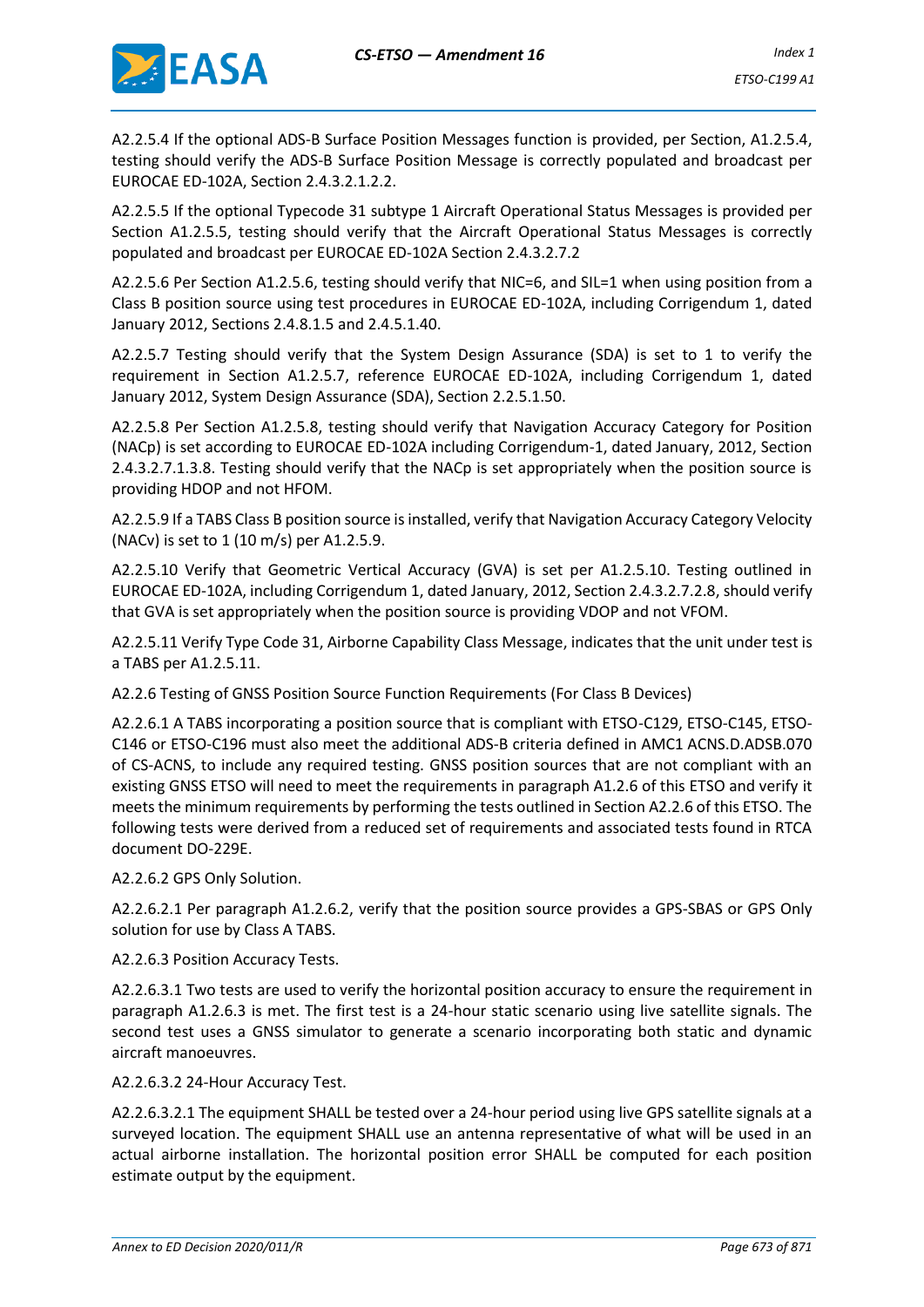A2.2.5.4 If the optional ADS-B Surface Position Messages function is provided, per Section, A1.2.5.4, testing should verify the ADS-B Surface Position Message is correctly populated and broadcast per EUROCAE ED-102A, Section 2.4.3.2.1.2.2.

A2.2.5.5 If the optional Typecode 31 subtype 1 Aircraft Operational Status Messages is provided per Section A1.2.5.5, testing should verify that the Aircraft Operational Status Messages is correctly populated and broadcast per EUROCAE ED-102A Section 2.4.3.2.7.2

A2.2.5.6 Per Section A1.2.5.6, testing should verify that NIC=6, and SIL=1 when using position from a Class B position source using test procedures in EUROCAE ED-102A, including Corrigendum 1, dated January 2012, Sections 2.4.8.1.5 and 2.4.5.1.40.

A2.2.5.7 Testing should verify that the System Design Assurance (SDA) is set to 1 to verify the requirement in Section A1.2.5.7, reference EUROCAE ED-102A, including Corrigendum 1, dated January 2012, System Design Assurance (SDA), Section 2.2.5.1.50.

A2.2.5.8 Per Section A1.2.5.8, testing should verify that Navigation Accuracy Category for Position (NACp) is set according to EUROCAE ED-102A including Corrigendum-1, dated January, 2012, Section 2.4.3.2.7.1.3.8. Testing should verify that the NACp is set appropriately when the position source is providing HDOP and not HFOM.

A2.2.5.9 If a TABS Class B position source is installed, verify that Navigation Accuracy Category Velocity (NACv) is set to 1 (10 m/s) per A1.2.5.9.

A2.2.5.10 Verify that Geometric Vertical Accuracy (GVA) is set per A1.2.5.10. Testing outlined in EUROCAE ED-102A, including Corrigendum 1, dated January, 2012, Section 2.4.3.2.7.2.8, should verify that GVA is set appropriately when the position source is providing VDOP and not VFOM.

A2.2.5.11 Verify Type Code 31, Airborne Capability Class Message, indicates that the unit under test is a TABS per A1.2.5.11.

A2.2.6 Testing of GNSS Position Source Function Requirements (For Class B Devices)

A2.2.6.1 A TABS incorporating a position source that is compliant with ETSO-C129, ETSO-C145, ETSO-C146 or ETSO-C196 must also meet the additional ADS-B criteria defined in AMC1 ACNS.D.ADSB.070 of CS-ACNS, to include any required testing. GNSS position sources that are not compliant with an existing GNSS ETSO will need to meet the requirements in paragraph A1.2.6 of this ETSO and verify it meets the minimum requirements by performing the tests outlined in Section A2.2.6 of this ETSO. The following tests were derived from a reduced set of requirements and associated tests found in RTCA document DO-229E.

A2.2.6.2 GPS Only Solution.

A2.2.6.2.1 Per paragraph A1.2.6.2, verify that the position source provides a GPS-SBAS or GPS Only solution for use by Class A TABS.

A2.2.6.3 Position Accuracy Tests.

A2.2.6.3.1 Two tests are used to verify the horizontal position accuracy to ensure the requirement in paragraph A1.2.6.3 is met. The first test is a 24-hour static scenario using live satellite signals. The second test uses a GNSS simulator to generate a scenario incorporating both static and dynamic aircraft manoeuvres.

A2.2.6.3.2 24-Hour Accuracy Test.

A2.2.6.3.2.1 The equipment SHALL be tested over a 24-hour period using live GPS satellite signals at a surveyed location. The equipment SHALL use an antenna representative of what will be used in an actual airborne installation. The horizontal position error SHALL be computed for each position estimate output by the equipment.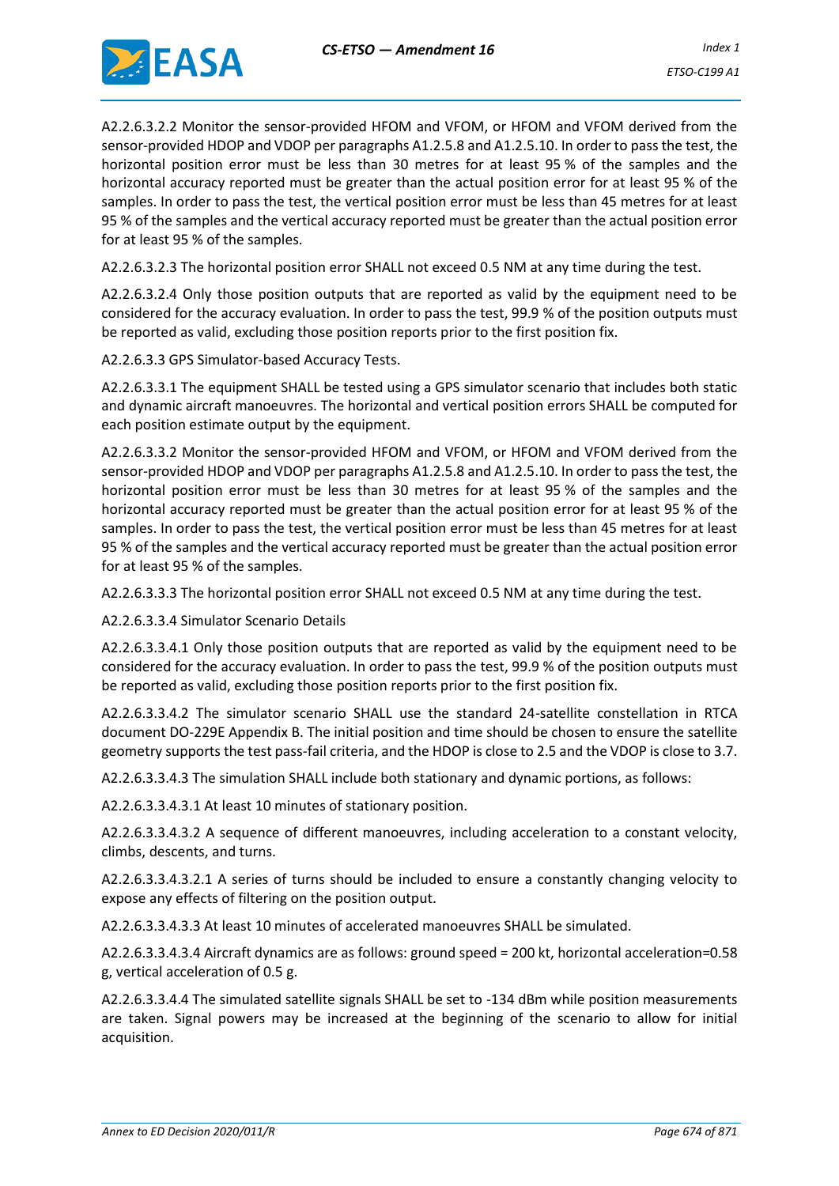A2.2.6.3.2.2 Monitor the sensor-provided HFOM and VFOM, or HFOM and VFOM derived from the sensor-provided HDOP and VDOP per paragraphs A1.2.5.8 and A1.2.5.10. In order to pass the test, the horizontal position error must be less than 30 metres for at least 95 % of the samples and the horizontal accuracy reported must be greater than the actual position error for at least 95 % of the samples. In order to pass the test, the vertical position error must be less than 45 metres for at least 95 % of the samples and the vertical accuracy reported must be greater than the actual position error for at least 95 % of the samples.

A2.2.6.3.2.3 The horizontal position error SHALL not exceed 0.5 NM at any time during the test.

A2.2.6.3.2.4 Only those position outputs that are reported as valid by the equipment need to be considered for the accuracy evaluation. In order to pass the test, 99.9 % of the position outputs must be reported as valid, excluding those position reports prior to the first position fix.

A2.2.6.3.3 GPS Simulator-based Accuracy Tests.

A2.2.6.3.3.1 The equipment SHALL be tested using a GPS simulator scenario that includes both static and dynamic aircraft manoeuvres. The horizontal and vertical position errors SHALL be computed for each position estimate output by the equipment.

A2.2.6.3.3.2 Monitor the sensor-provided HFOM and VFOM, or HFOM and VFOM derived from the sensor-provided HDOP and VDOP per paragraphs A1.2.5.8 and A1.2.5.10. In order to pass the test, the horizontal position error must be less than 30 metres for at least 95 % of the samples and the horizontal accuracy reported must be greater than the actual position error for at least 95 % of the samples. In order to pass the test, the vertical position error must be less than 45 metres for at least 95 % of the samples and the vertical accuracy reported must be greater than the actual position error for at least 95 % of the samples.

A2.2.6.3.3.3 The horizontal position error SHALL not exceed 0.5 NM at any time during the test.

A2.2.6.3.3.4 Simulator Scenario Details

A2.2.6.3.3.4.1 Only those position outputs that are reported as valid by the equipment need to be considered for the accuracy evaluation. In order to pass the test, 99.9 % of the position outputs must be reported as valid, excluding those position reports prior to the first position fix.

A2.2.6.3.3.4.2 The simulator scenario SHALL use the standard 24-satellite constellation in RTCA document DO-229E Appendix B. The initial position and time should be chosen to ensure the satellite geometry supports the test pass-fail criteria, and the HDOP is close to 2.5 and the VDOP is close to 3.7.

A2.2.6.3.3.4.3 The simulation SHALL include both stationary and dynamic portions, as follows:

A2.2.6.3.3.4.3.1 At least 10 minutes of stationary position.

A2.2.6.3.3.4.3.2 A sequence of different manoeuvres, including acceleration to a constant velocity, climbs, descents, and turns.

A2.2.6.3.3.4.3.2.1 A series of turns should be included to ensure a constantly changing velocity to expose any effects of filtering on the position output.

A2.2.6.3.3.4.3.3 At least 10 minutes of accelerated manoeuvres SHALL be simulated.

A2.2.6.3.3.4.3.4 Aircraft dynamics are as follows: ground speed = 200 kt, horizontal acceleration=0.58 g, vertical acceleration of 0.5 g.

A2.2.6.3.3.4.4 The simulated satellite signals SHALL be set to -134 dBm while position measurements are taken. Signal powers may be increased at the beginning of the scenario to allow for initial acquisition.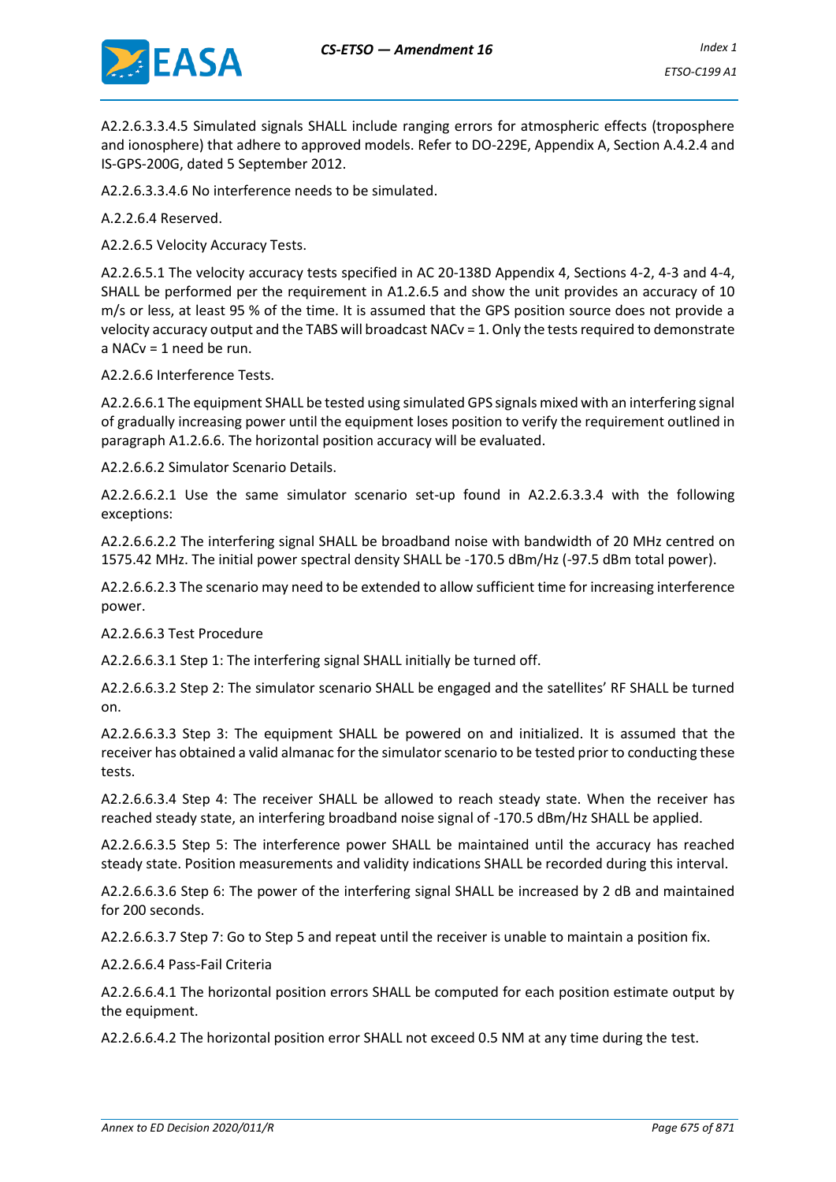A2.2.6.3.3.4.5 Simulated signals SHALL include ranging errors for atmospheric effects (troposphere and ionosphere) that adhere to approved models. Refer to DO-229E, Appendix A, Section A.4.2.4 and IS-GPS-200G, dated 5 September 2012.

A2.2.6.3.3.4.6 No interference needs to be simulated.

A.2.2.6.4 Reserved.

A2.2.6.5 Velocity Accuracy Tests.

A2.2.6.5.1 The velocity accuracy tests specified in AC 20-138D Appendix 4, Sections 4-2, 4-3 and 4-4, SHALL be performed per the requirement in A1.2.6.5 and show the unit provides an accuracy of 10 m/s or less, at least 95 % of the time. It is assumed that the GPS position source does not provide a velocity accuracy output and the TABS will broadcast NACv = 1. Only the tests required to demonstrate a NACv = 1 need be run.

A2.2.6.6 Interference Tests.

A2.2.6.6.1 The equipment SHALL be tested using simulated GPS signals mixed with an interfering signal of gradually increasing power until the equipment loses position to verify the requirement outlined in paragraph A1.2.6.6. The horizontal position accuracy will be evaluated.

A2.2.6.6.2 Simulator Scenario Details.

A2.2.6.6.2.1 Use the same simulator scenario set-up found in A2.2.6.3.3.4 with the following exceptions:

A2.2.6.6.2.2 The interfering signal SHALL be broadband noise with bandwidth of 20 MHz centred on 1575.42 MHz. The initial power spectral density SHALL be -170.5 dBm/Hz (-97.5 dBm total power).

A2.2.6.6.2.3 The scenario may need to be extended to allow sufficient time for increasing interference power.

A2.2.6.6.3 Test Procedure

A2.2.6.6.3.1 Step 1: The interfering signal SHALL initially be turned off.

A2.2.6.6.3.2 Step 2: The simulator scenario SHALL be engaged and the satellites' RF SHALL be turned on.

A2.2.6.6.3.3 Step 3: The equipment SHALL be powered on and initialized. It is assumed that the receiver has obtained a valid almanac for the simulator scenario to be tested prior to conducting these tests.

A2.2.6.6.3.4 Step 4: The receiver SHALL be allowed to reach steady state. When the receiver has reached steady state, an interfering broadband noise signal of -170.5 dBm/Hz SHALL be applied.

A2.2.6.6.3.5 Step 5: The interference power SHALL be maintained until the accuracy has reached steady state. Position measurements and validity indications SHALL be recorded during this interval.

A2.2.6.6.3.6 Step 6: The power of the interfering signal SHALL be increased by 2 dB and maintained for 200 seconds.

A2.2.6.6.3.7 Step 7: Go to Step 5 and repeat until the receiver is unable to maintain a position fix.

A2.2.6.6.4 Pass-Fail Criteria

A2.2.6.6.4.1 The horizontal position errors SHALL be computed for each position estimate output by the equipment.

A2.2.6.6.4.2 The horizontal position error SHALL not exceed 0.5 NM at any time during the test.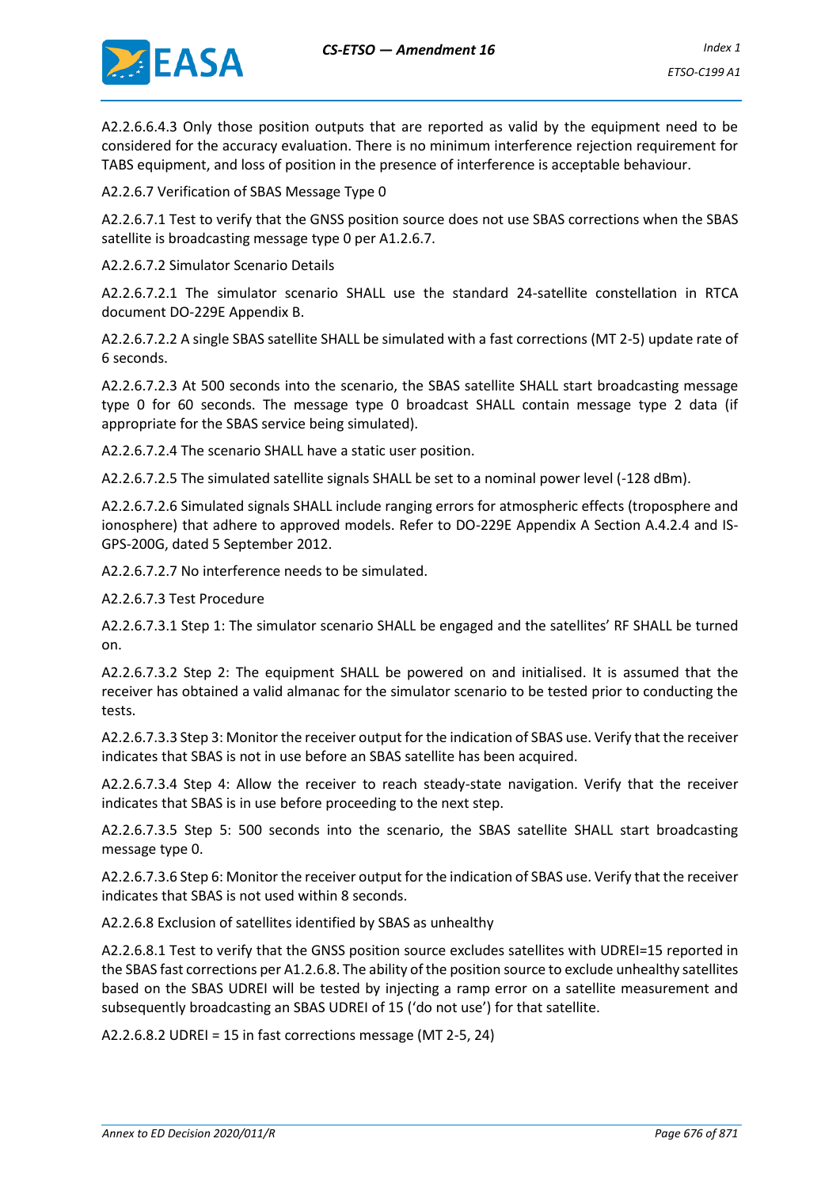A2.2.6.6.4.3 Only those position outputs that are reported as valid by the equipment need to be considered for the accuracy evaluation. There is no minimum interference rejection requirement for TABS equipment, and loss of position in the presence of interference is acceptable behaviour.

A2.2.6.7 Verification of SBAS Message Type 0

A2.2.6.7.1 Test to verify that the GNSS position source does not use SBAS corrections when the SBAS satellite is broadcasting message type 0 per A1.2.6.7.

A2.2.6.7.2 Simulator Scenario Details

A2.2.6.7.2.1 The simulator scenario SHALL use the standard 24-satellite constellation in RTCA document DO-229E Appendix B.

A2.2.6.7.2.2 A single SBAS satellite SHALL be simulated with a fast corrections (MT 2-5) update rate of 6 seconds.

A2.2.6.7.2.3 At 500 seconds into the scenario, the SBAS satellite SHALL start broadcasting message type 0 for 60 seconds. The message type 0 broadcast SHALL contain message type 2 data (if appropriate for the SBAS service being simulated).

A2.2.6.7.2.4 The scenario SHALL have a static user position.

A2.2.6.7.2.5 The simulated satellite signals SHALL be set to a nominal power level (-128 dBm).

A2.2.6.7.2.6 Simulated signals SHALL include ranging errors for atmospheric effects (troposphere and ionosphere) that adhere to approved models. Refer to DO-229E Appendix A Section A.4.2.4 and IS-GPS-200G, dated 5 September 2012.

A2.2.6.7.2.7 No interference needs to be simulated.

A2.2.6.7.3 Test Procedure

A2.2.6.7.3.1 Step 1: The simulator scenario SHALL be engaged and the satellites' RF SHALL be turned on.

A2.2.6.7.3.2 Step 2: The equipment SHALL be powered on and initialised. It is assumed that the receiver has obtained a valid almanac for the simulator scenario to be tested prior to conducting the tests.

A2.2.6.7.3.3 Step 3: Monitor the receiver output for the indication of SBAS use. Verify that the receiver indicates that SBAS is not in use before an SBAS satellite has been acquired.

A2.2.6.7.3.4 Step 4: Allow the receiver to reach steady-state navigation. Verify that the receiver indicates that SBAS is in use before proceeding to the next step.

A2.2.6.7.3.5 Step 5: 500 seconds into the scenario, the SBAS satellite SHALL start broadcasting message type 0.

A2.2.6.7.3.6 Step 6: Monitor the receiver output for the indication of SBAS use. Verify that the receiver indicates that SBAS is not used within 8 seconds.

A2.2.6.8 Exclusion of satellites identified by SBAS as unhealthy

A2.2.6.8.1 Test to verify that the GNSS position source excludes satellites with UDREI=15 reported in the SBAS fast corrections per A1.2.6.8. The ability of the position source to exclude unhealthy satellites based on the SBAS UDREI will be tested by injecting a ramp error on a satellite measurement and subsequently broadcasting an SBAS UDREI of 15 ('do not use') for that satellite.

A2.2.6.8.2 UDREI = 15 in fast corrections message (MT 2-5, 24)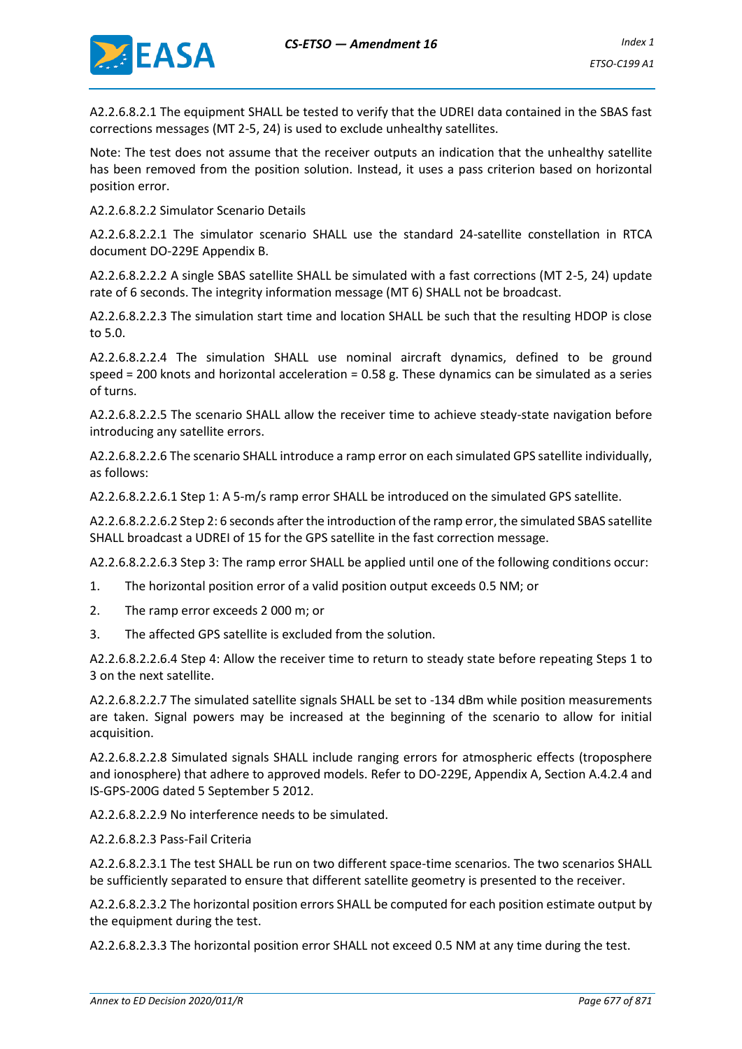A2.2.6.8.2.1 The equipment SHALL be tested to verify that the UDREI data contained in the SBAS fast corrections messages (MT 2-5, 24) is used to exclude unhealthy satellites.

Note: The test does not assume that the receiver outputs an indication that the unhealthy satellite has been removed from the position solution. Instead, it uses a pass criterion based on horizontal position error.

A2.2.6.8.2.2 Simulator Scenario Details

A2.2.6.8.2.2.1 The simulator scenario SHALL use the standard 24-satellite constellation in RTCA document DO-229E Appendix B.

A2.2.6.8.2.2.2 A single SBAS satellite SHALL be simulated with a fast corrections (MT 2-5, 24) update rate of 6 seconds. The integrity information message (MT 6) SHALL not be broadcast.

A2.2.6.8.2.2.3 The simulation start time and location SHALL be such that the resulting HDOP is close to 5.0.

A2.2.6.8.2.2.4 The simulation SHALL use nominal aircraft dynamics, defined to be ground speed = 200 knots and horizontal acceleration = 0.58 g. These dynamics can be simulated as a series of turns.

A2.2.6.8.2.2.5 The scenario SHALL allow the receiver time to achieve steady-state navigation before introducing any satellite errors.

A2.2.6.8.2.2.6 The scenario SHALL introduce a ramp error on each simulated GPS satellite individually, as follows:

A2.2.6.8.2.2.6.1 Step 1: A 5-m/s ramp error SHALL be introduced on the simulated GPS satellite.

A2.2.6.8.2.2.6.2 Step 2: 6 seconds after the introduction of the ramp error, the simulated SBAS satellite SHALL broadcast a UDREI of 15 for the GPS satellite in the fast correction message.

A2.2.6.8.2.2.6.3 Step 3: The ramp error SHALL be applied until one of the following conditions occur:

1. The horizontal position error of a valid position output exceeds 0.5 NM; or
2. The ramp error exceeds 2 000 m; or
3. The affected GPS satellite is excluded from the solution.

A2.2.6.8.2.2.6.4 Step 4: Allow the receiver time to return to steady state before repeating Steps 1 to 3 on the next satellite.

A2.2.6.8.2.2.7 The simulated satellite signals SHALL be set to -134 dBm while position measurements are taken. Signal powers may be increased at the beginning of the scenario to allow for initial acquisition.

A2.2.6.8.2.2.8 Simulated signals SHALL include ranging errors for atmospheric effects (troposphere and ionosphere) that adhere to approved models. Refer to DO-229E, Appendix A, Section A.4.2.4 and IS-GPS-200G dated 5 September 5 2012.

A2.2.6.8.2.2.9 No interference needs to be simulated.

A2.2.6.8.2.3 Pass-Fail Criteria

A2.2.6.8.2.3.1 The test SHALL be run on two different space-time scenarios. The two scenarios SHALL be sufficiently separated to ensure that different satellite geometry is presented to the receiver.

A2.2.6.8.2.3.2 The horizontal position errors SHALL be computed for each position estimate output by the equipment during the test.

A2.2.6.8.2.3.3 The horizontal position error SHALL not exceed 0.5 NM at any time during the test.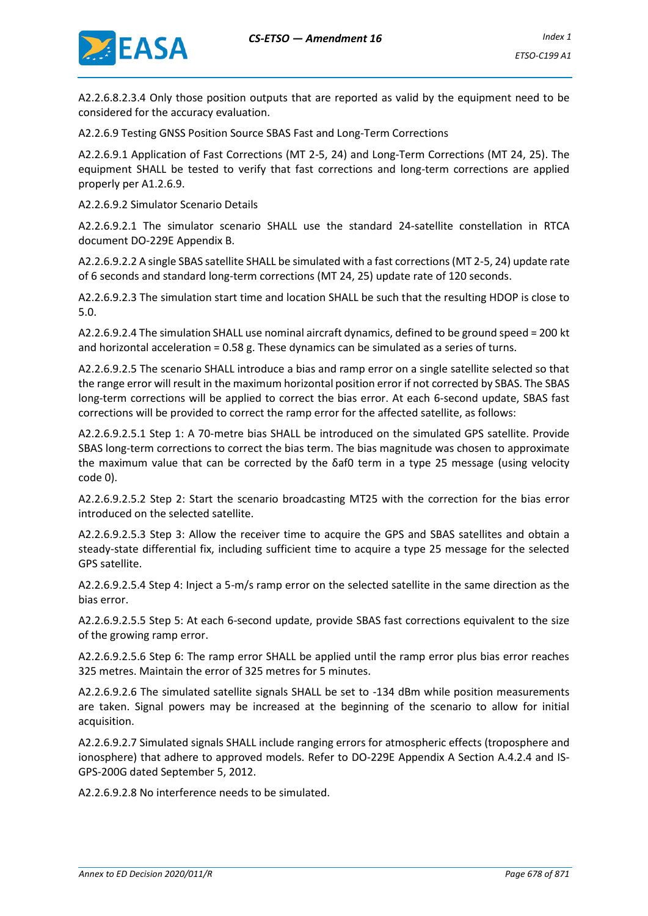A2.2.6.8.2.3.4 Only those position outputs that are reported as valid by the equipment need to be considered for the accuracy evaluation.

A2.2.6.9 Testing GNSS Position Source SBAS Fast and Long-Term Corrections

A2.2.6.9.1 Application of Fast Corrections (MT 2-5, 24) and Long-Term Corrections (MT 24, 25). The equipment SHALL be tested to verify that fast corrections and long-term corrections are applied properly per A1.2.6.9.

A2.2.6.9.2 Simulator Scenario Details

A2.2.6.9.2.1 The simulator scenario SHALL use the standard 24-satellite constellation in RTCA document DO-229E Appendix B.

A2.2.6.9.2.2 A single SBAS satellite SHALL be simulated with a fast corrections (MT 2-5, 24) update rate of 6 seconds and standard long-term corrections (MT 24, 25) update rate of 120 seconds.

A2.2.6.9.2.3 The simulation start time and location SHALL be such that the resulting HDOP is close to 5.0.

A2.2.6.9.2.4 The simulation SHALL use nominal aircraft dynamics, defined to be ground speed = 200 kt and horizontal acceleration = 0.58 g. These dynamics can be simulated as a series of turns.

A2.2.6.9.2.5 The scenario SHALL introduce a bias and ramp error on a single satellite selected so that the range error will result in the maximum horizontal position error if not corrected by SBAS. The SBAS long-term corrections will be applied to correct the bias error. At each 6-second update, SBAS fast corrections will be provided to correct the ramp error for the affected satellite, as follows:

A2.2.6.9.2.5.1 Step 1: A 70-metre bias SHALL be introduced on the simulated GPS satellite. Provide SBAS long-term corrections to correct the bias term. The bias magnitude was chosen to approximate the maximum value that can be corrected by the $\delta af0$ term in a type 25 message (using velocity code 0).

A2.2.6.9.2.5.2 Step 2: Start the scenario broadcasting MT25 with the correction for the bias error introduced on the selected satellite.

A2.2.6.9.2.5.3 Step 3: Allow the receiver time to acquire the GPS and SBAS satellites and obtain a steady-state differential fix, including sufficient time to acquire a type 25 message for the selected GPS satellite.

A2.2.6.9.2.5.4 Step 4: Inject a 5-m/s ramp error on the selected satellite in the same direction as the bias error.

A2.2.6.9.2.5.5 Step 5: At each 6-second update, provide SBAS fast corrections equivalent to the size of the growing ramp error.

A2.2.6.9.2.5.6 Step 6: The ramp error SHALL be applied until the ramp error plus bias error reaches 325 metres. Maintain the error of 325 metres for 5 minutes.

A2.2.6.9.2.6 The simulated satellite signals SHALL be set to -134 dBm while position measurements are taken. Signal powers may be increased at the beginning of the scenario to allow for initial acquisition.

A2.2.6.9.2.7 Simulated signals SHALL include ranging errors for atmospheric effects (troposphere and ionosphere) that adhere to approved models. Refer to DO-229E Appendix A Section A.4.2.4 and IS-GPS-200G dated September 5, 2012.

A2.2.6.9.2.8 No interference needs to be simulated.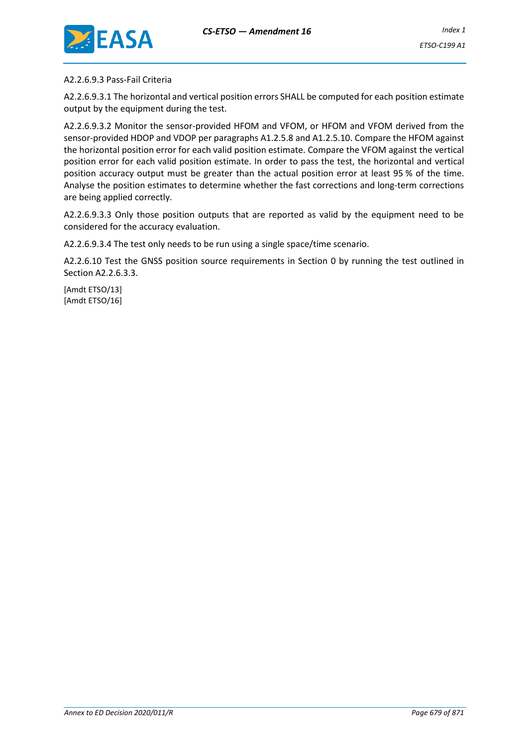A2.2.6.9.3 Pass-Fail Criteria

A2.2.6.9.3.1 The horizontal and vertical position errors SHALL be computed for each position estimate output by the equipment during the test.

A2.2.6.9.3.2 Monitor the sensor-provided HFOM and VFOM, or HFOM and VFOM derived from the sensor-provided HDOP and VDOP per paragraphs A1.2.5.8 and A1.2.5.10. Compare the HFOM against the horizontal position error for each valid position estimate. Compare the VFOM against the vertical position error for each valid position estimate. In order to pass the test, the horizontal and vertical position accuracy output must be greater than the actual position error at least 95 % of the time. Analyse the position estimates to determine whether the fast corrections and long-term corrections are being applied correctly.

A2.2.6.9.3.3 Only those position outputs that are reported as valid by the equipment need to be considered for the accuracy evaluation.

A2.2.6.9.3.4 The test only needs to be run using a single space/time scenario.

A2.2.6.10 Test the GNSS position source requirements in Section 0 by running the test outlined in Section A2.2.6.3.3.

[Amdt ETSO/13]
[Amdt ETSO/16]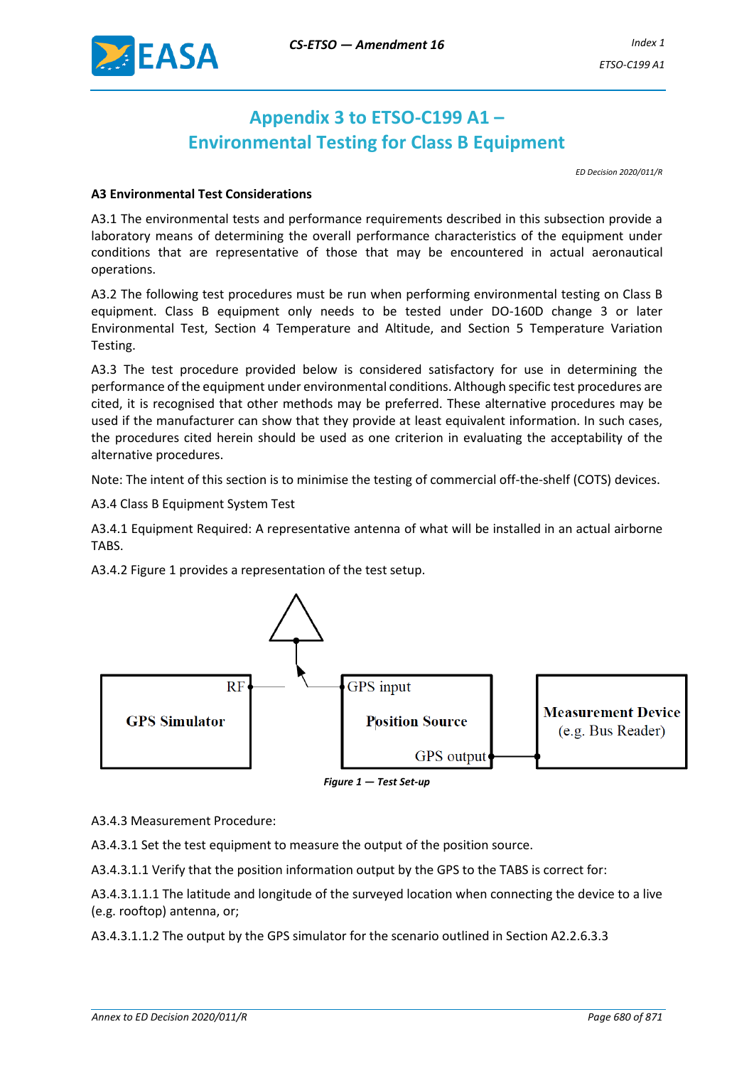# Appendix 3 to ETSO-C199 A1 – Environmental Testing for Class B Equipment

*ED Decision 2020/011/R*

**A3 Environmental Test Considerations**

A3.1 The environmental tests and performance requirements described in this subsection provide a laboratory means of determining the overall performance characteristics of the equipment under conditions that are representative of those that may be encountered in actual aeronautical operations.

A3.2 The following test procedures must be run when performing environmental testing on Class B equipment. Class B equipment only needs to be tested under DO-160D change 3 or later Environmental Test, Section 4 Temperature and Altitude, and Section 5 Temperature Variation Testing.

A3.3 The test procedure provided below is considered satisfactory for use in determining the performance of the equipment under environmental conditions. Although specific test procedures are cited, it is recognised that other methods may be preferred. These alternative procedures may be used if the manufacturer can show that they provide at least equivalent information. In such cases, the procedures cited herein should be used as one criterion in evaluating the acceptability of the alternative procedures.

Note: The intent of this section is to minimise the testing of commercial off-the-shelf (COTS) devices.

A3.4 Class B Equipment System Test

A3.4.1 Equipment Required: A representative antenna of what will be installed in an actual airborne TABS.

A3.4.2 Figure 1 provides a representation of the test setup.

RF
GPS Simulator

GPS input
Position Source
GPS output

Measurement Device
(e.g. Bus Reader)

***Figure 1 — Test Set-up***

A3.4.3 Measurement Procedure:

A3.4.3.1 Set the test equipment to measure the output of the position source.

A3.4.3.1.1 Verify that the position information output by the GPS to the TABS is correct for:

A3.4.3.1.1.1 The latitude and longitude of the surveyed location when connecting the device to a live (e.g. rooftop) antenna, or;

A3.4.3.1.1.2 The output by the GPS simulator for the scenario outlined in Section A2.2.6.3.3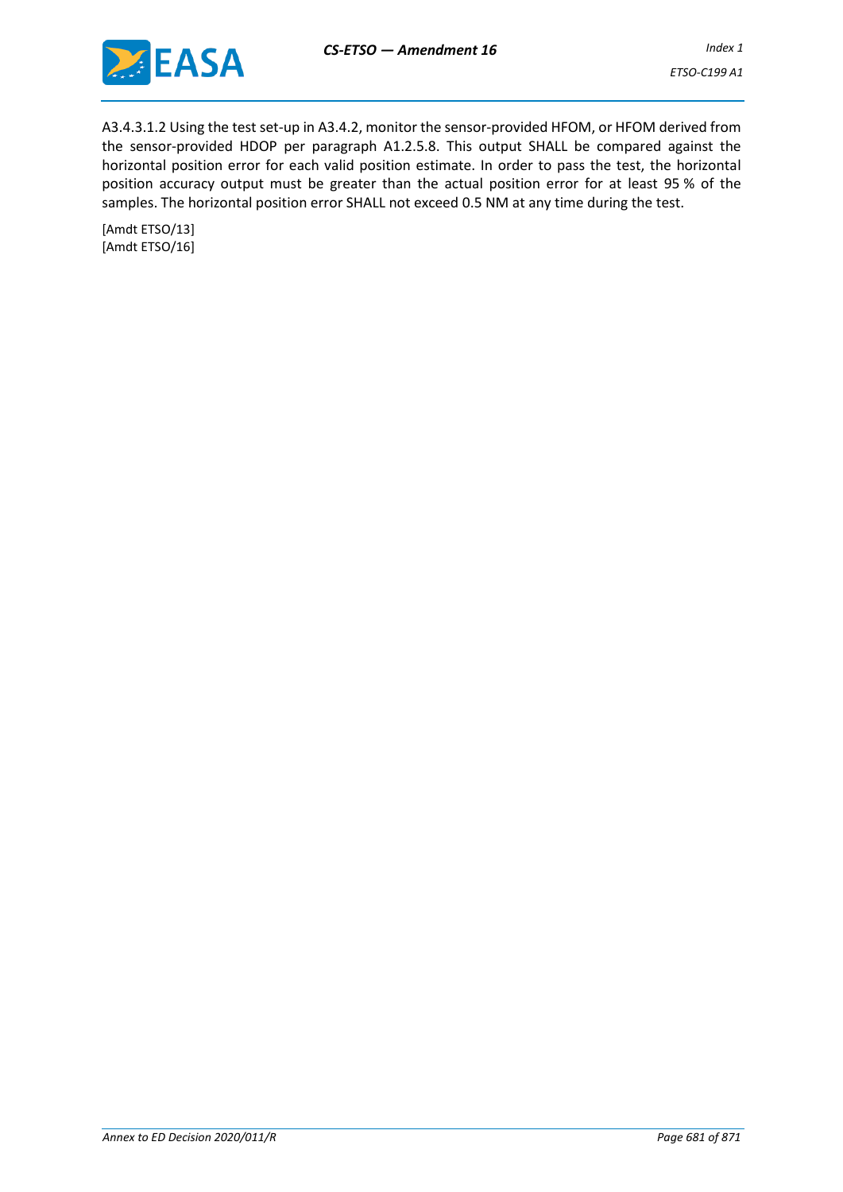A3.4.3.1.2 Using the test set-up in A3.4.2, monitor the sensor-provided HFOM, or HFOM derived from the sensor-provided HDOP per paragraph A1.2.5.8. This output SHALL be compared against the horizontal position error for each valid position estimate. In order to pass the test, the horizontal position accuracy output must be greater than the actual position error for at least 95 % of the samples. The horizontal position error SHALL not exceed 0.5 NM at any time during the test.

[Amdt ETSO/13]
[Amdt ETSO/16]